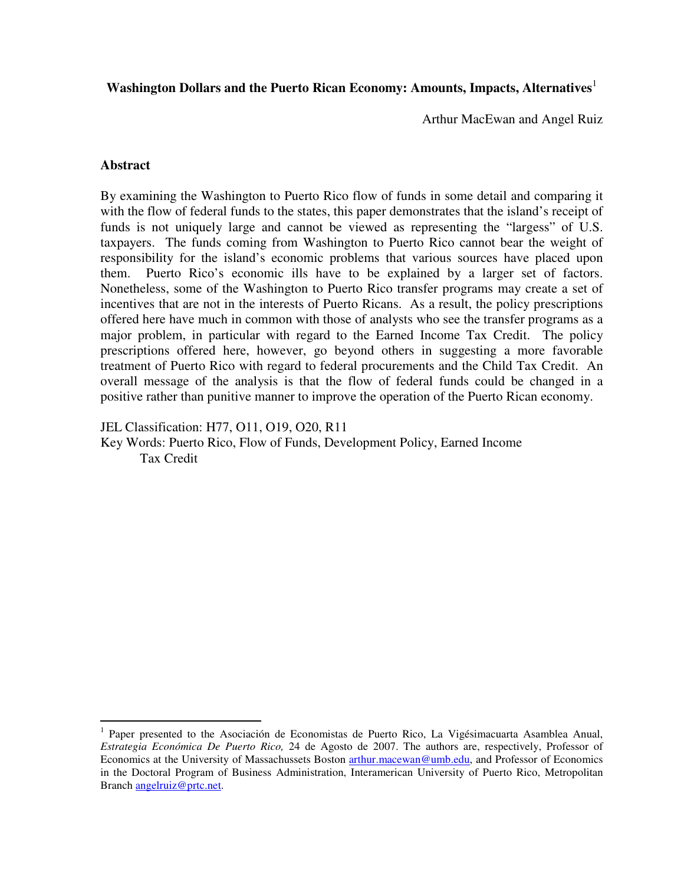# Washington Dollars and the Puerto Rican Economy: Amounts, Impacts, Alternatives[1]

Arthur MacEwan and Angel Ruiz

## Abstract

By examining the Washington to Puerto Rico flow of funds in some detail and comparing it with the flow of federal funds to the states, this paper demonstrates that the island's receipt of funds is not uniquely large and cannot be viewed as representing the "largess" of U.S. taxpayers. The funds coming from Washington to Puerto Rico cannot bear the weight of responsibility for the island's economic problems that various sources have placed upon them. Puerto Rico's economic ills have to be explained by a larger set of factors. Nonetheless, some of the Washington to Puerto Rico transfer programs may create a set of incentives that are not in the interests of Puerto Ricans. As a result, the policy prescriptions offered here have much in common with those of analysts who see the transfer programs as a major problem, in particular with regard to the Earned Income Tax Credit. The policy prescriptions offered here, however, go beyond others in suggesting a more favorable treatment of Puerto Rico with regard to federal procurements and the Child Tax Credit. An overall message of the analysis is that the flow of federal funds could be changed in a positive rather than punitive manner to improve the operation of the Puerto Rican economy.

JEL Classification: H77, O11, O19, O20, R11

Key Words: Puerto Rico, Flow of Funds, Development Policy, Earned Income Tax Credit

---

[1] Paper presented to the Asociación de Economistas de Puerto Rico, La Vigésimacuarta Asamblea Anual, *Estrategia Económica De Puerto Rico,* 24 de Agosto de 2007. The authors are, respectively, Professor of Economics at the University of Massachussets Boston arthur.macewan@umb.edu, and Professor of Economics in the Doctoral Program of Business Administration, Interamerican University of Puerto Rico, Metropolitan Branch angelruiz@prtc.net.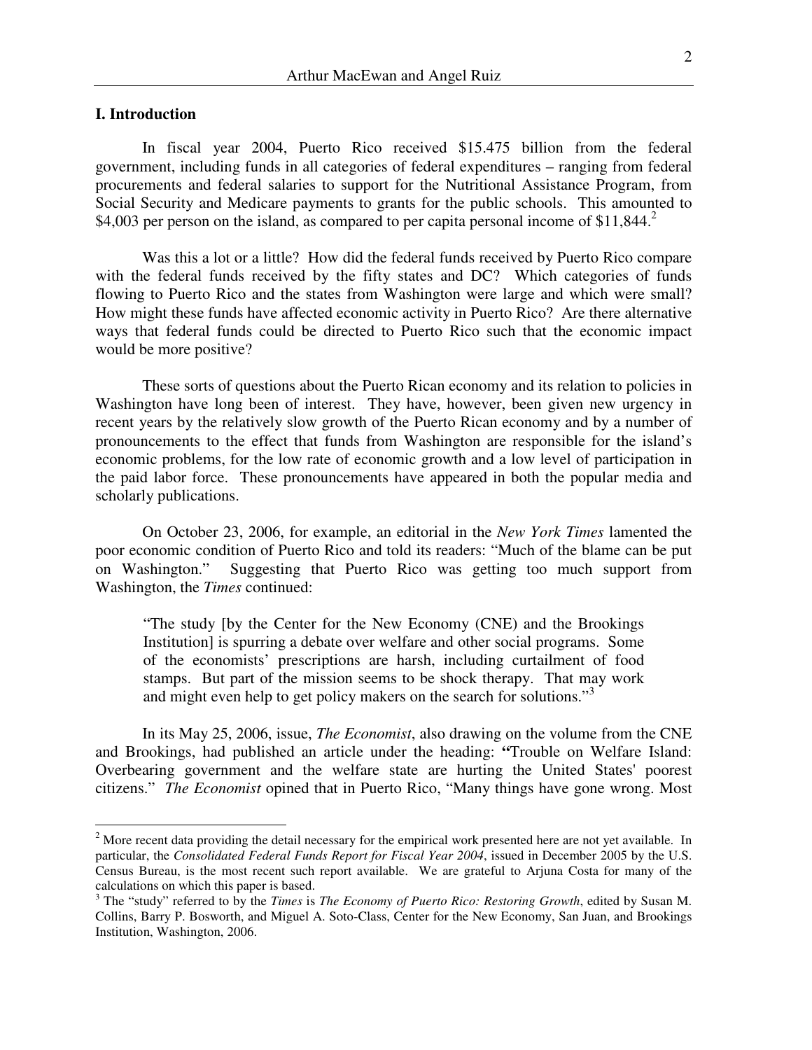## I. Introduction

In fiscal year 2004, Puerto Rico received $15.475 billion from the federal government, including funds in all categories of federal expenditures – ranging from federal procurements and federal salaries to support for the Nutritional Assistance Program, from Social Security and Medicare payments to grants for the public schools. This amounted to $4,003 per person on the island, as compared to per capita personal income of $11,844.[2]

Was this a lot or a little? How did the federal funds received by Puerto Rico compare with the federal funds received by the fifty states and DC? Which categories of funds flowing to Puerto Rico and the states from Washington were large and which were small? How might these funds have affected economic activity in Puerto Rico? Are there alternative ways that federal funds could be directed to Puerto Rico such that the economic impact would be more positive?

These sorts of questions about the Puerto Rican economy and its relation to policies in Washington have long been of interest. They have, however, been given new urgency in recent years by the relatively slow growth of the Puerto Rican economy and by a number of pronouncements to the effect that funds from Washington are responsible for the island's economic problems, for the low rate of economic growth and a low level of participation in the paid labor force. These pronouncements have appeared in both the popular media and scholarly publications.

On October 23, 2006, for example, an editorial in the *New York Times* lamented the poor economic condition of Puerto Rico and told its readers: "Much of the blame can be put on Washington." Suggesting that Puerto Rico was getting too much support from Washington, the *Times* continued:

> "The study [by the Center for the New Economy (CNE) and the Brookings Institution] is spurring a debate over welfare and other social programs. Some of the economists' prescriptions are harsh, including curtailment of food stamps. But part of the mission seems to be shock therapy. That may work and might even help to get policy makers on the search for solutions."[3]

In its May 25, 2006, issue, *The Economist*, also drawing on the volume from the CNE and Brookings, had published an article under the heading: **"**Trouble on Welfare Island: Overbearing government and the welfare state are hurting the United States' poorest citizens." *The Economist* opined that in Puerto Rico, "Many things have gone wrong. Most

---

[2] More recent data providing the detail necessary for the empirical work presented here are not yet available. In particular, the *Consolidated Federal Funds Report for Fiscal Year 2004*, issued in December 2005 by the U.S. Census Bureau, is the most recent such report available. We are grateful to Arjuna Costa for many of the calculations on which this paper is based.

[3] The "study" referred to by the *Times* is *The Economy of Puerto Rico: Restoring Growth*, edited by Susan M. Collins, Barry P. Bosworth, and Miguel A. Soto-Class, Center for the New Economy, San Juan, and Brookings Institution, Washington, 2006.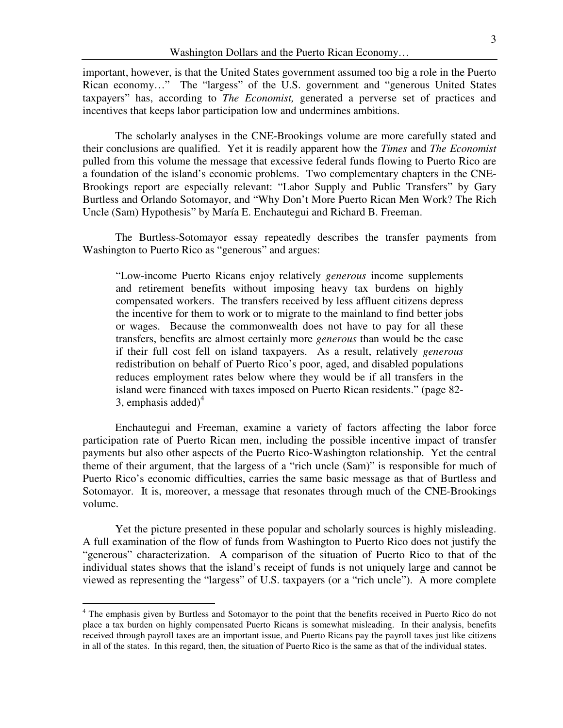important, however, is that the United States government assumed too big a role in the Puerto Rican economy…" The "largess" of the U.S. government and "generous United States taxpayers" has, according to *The Economist,* generated a perverse set of practices and incentives that keeps labor participation low and undermines ambitions.

The scholarly analyses in the CNE-Brookings volume are more carefully stated and their conclusions are qualified. Yet it is readily apparent how the *Times* and *The Economist* pulled from this volume the message that excessive federal funds flowing to Puerto Rico are a foundation of the island's economic problems. Two complementary chapters in the CNE-Brookings report are especially relevant: "Labor Supply and Public Transfers" by Gary Burtless and Orlando Sotomayor, and "Why Don't More Puerto Rican Men Work? The Rich Uncle (Sam) Hypothesis" by María E. Enchautegui and Richard B. Freeman.

The Burtless-Sotomayor essay repeatedly describes the transfer payments from Washington to Puerto Rico as "generous" and argues:

> "Low-income Puerto Ricans enjoy relatively *generous* income supplements and retirement benefits without imposing heavy tax burdens on highly compensated workers. The transfers received by less affluent citizens depress the incentive for them to work or to migrate to the mainland to find better jobs or wages. Because the commonwealth does not have to pay for all these transfers, benefits are almost certainly more *generous* than would be the case if their full cost fell on island taxpayers. As a result, relatively *generous* redistribution on behalf of Puerto Rico's poor, aged, and disabled populations reduces employment rates below where they would be if all transfers in the island were financed with taxes imposed on Puerto Rican residents." (page 82-3, emphasis added)[4]

Enchautegui and Freeman, examine a variety of factors affecting the labor force participation rate of Puerto Rican men, including the possible incentive impact of transfer payments but also other aspects of the Puerto Rico-Washington relationship. Yet the central theme of their argument, that the largess of a "rich uncle (Sam)" is responsible for much of Puerto Rico's economic difficulties, carries the same basic message as that of Burtless and Sotomayor. It is, moreover, a message that resonates through much of the CNE-Brookings volume.

Yet the picture presented in these popular and scholarly sources is highly misleading. A full examination of the flow of funds from Washington to Puerto Rico does not justify the "generous" characterization. A comparison of the situation of Puerto Rico to that of the individual states shows that the island's receipt of funds is not uniquely large and cannot be viewed as representing the "largess" of U.S. taxpayers (or a "rich uncle"). A more complete

---

[4] The emphasis given by Burtless and Sotomayor to the point that the benefits received in Puerto Rico do not place a tax burden on highly compensated Puerto Ricans is somewhat misleading. In their analysis, benefits received through payroll taxes are an important issue, and Puerto Ricans pay the payroll taxes just like citizens in all of the states. In this regard, then, the situation of Puerto Rico is the same as that of the individual states.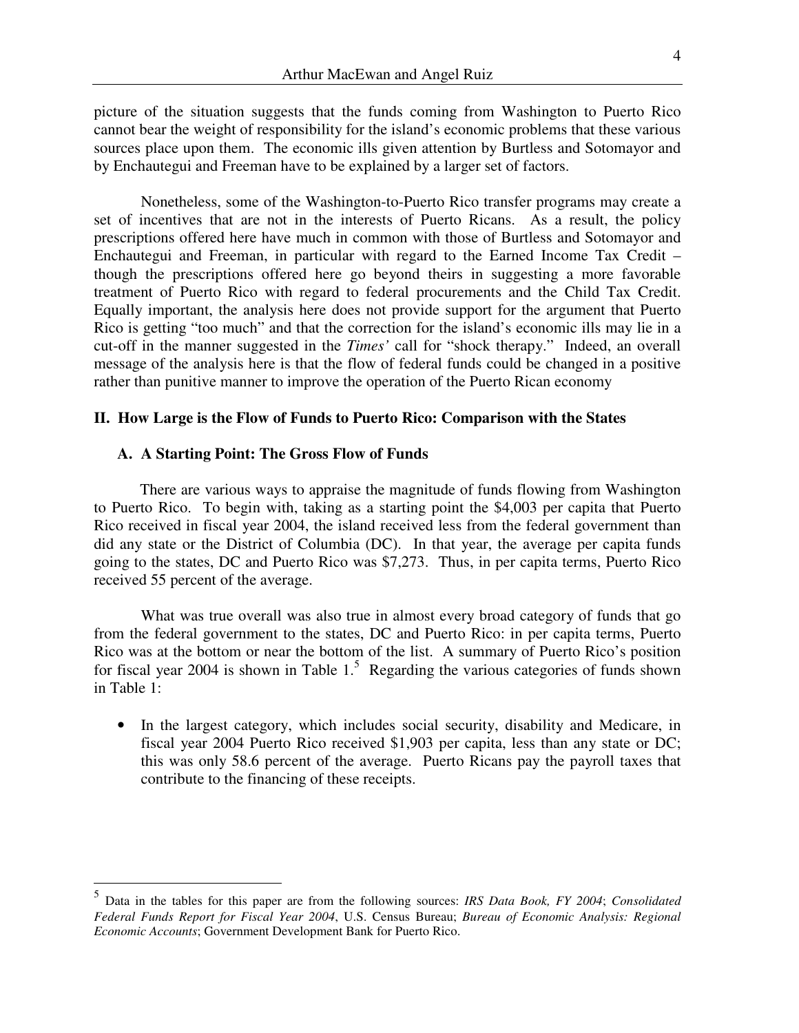picture of the situation suggests that the funds coming from Washington to Puerto Rico cannot bear the weight of responsibility for the island's economic problems that these various sources place upon them. The economic ills given attention by Burtless and Sotomayor and by Enchautegui and Freeman have to be explained by a larger set of factors.

Nonetheless, some of the Washington-to-Puerto Rico transfer programs may create a set of incentives that are not in the interests of Puerto Ricans. As a result, the policy prescriptions offered here have much in common with those of Burtless and Sotomayor and Enchautegui and Freeman, in particular with regard to the Earned Income Tax Credit – though the prescriptions offered here go beyond theirs in suggesting a more favorable treatment of Puerto Rico with regard to federal procurements and the Child Tax Credit. Equally important, the analysis here does not provide support for the argument that Puerto Rico is getting "too much" and that the correction for the island's economic ills may lie in a cut-off in the manner suggested in the *Times'* call for "shock therapy." Indeed, an overall message of the analysis here is that the flow of federal funds could be changed in a positive rather than punitive manner to improve the operation of the Puerto Rican economy

## II. How Large is the Flow of Funds to Puerto Rico: Comparison with the States

### A. A Starting Point: The Gross Flow of Funds

There are various ways to appraise the magnitude of funds flowing from Washington to Puerto Rico. To begin with, taking as a starting point the $4,003 per capita that Puerto Rico received in fiscal year 2004, the island received less from the federal government than did any state or the District of Columbia (DC). In that year, the average per capita funds going to the states, DC and Puerto Rico was $7,273. Thus, in per capita terms, Puerto Rico received 55 percent of the average.

What was true overall was also true in almost every broad category of funds that go from the federal government to the states, DC and Puerto Rico: in per capita terms, Puerto Rico was at the bottom or near the bottom of the list. A summary of Puerto Rico's position for fiscal year 2004 is shown in Table 1.[5] Regarding the various categories of funds shown in Table 1:

- In the largest category, which includes social security, disability and Medicare, in fiscal year 2004 Puerto Rico received $1,903 per capita, less than any state or DC; this was only 58.6 percent of the average. Puerto Ricans pay the payroll taxes that contribute to the financing of these receipts.

---

[5] Data in the tables for this paper are from the following sources: *IRS Data Book, FY 2004*; *Consolidated Federal Funds Report for Fiscal Year 2004*, U.S. Census Bureau; *Bureau of Economic Analysis: Regional Economic Accounts*; Government Development Bank for Puerto Rico.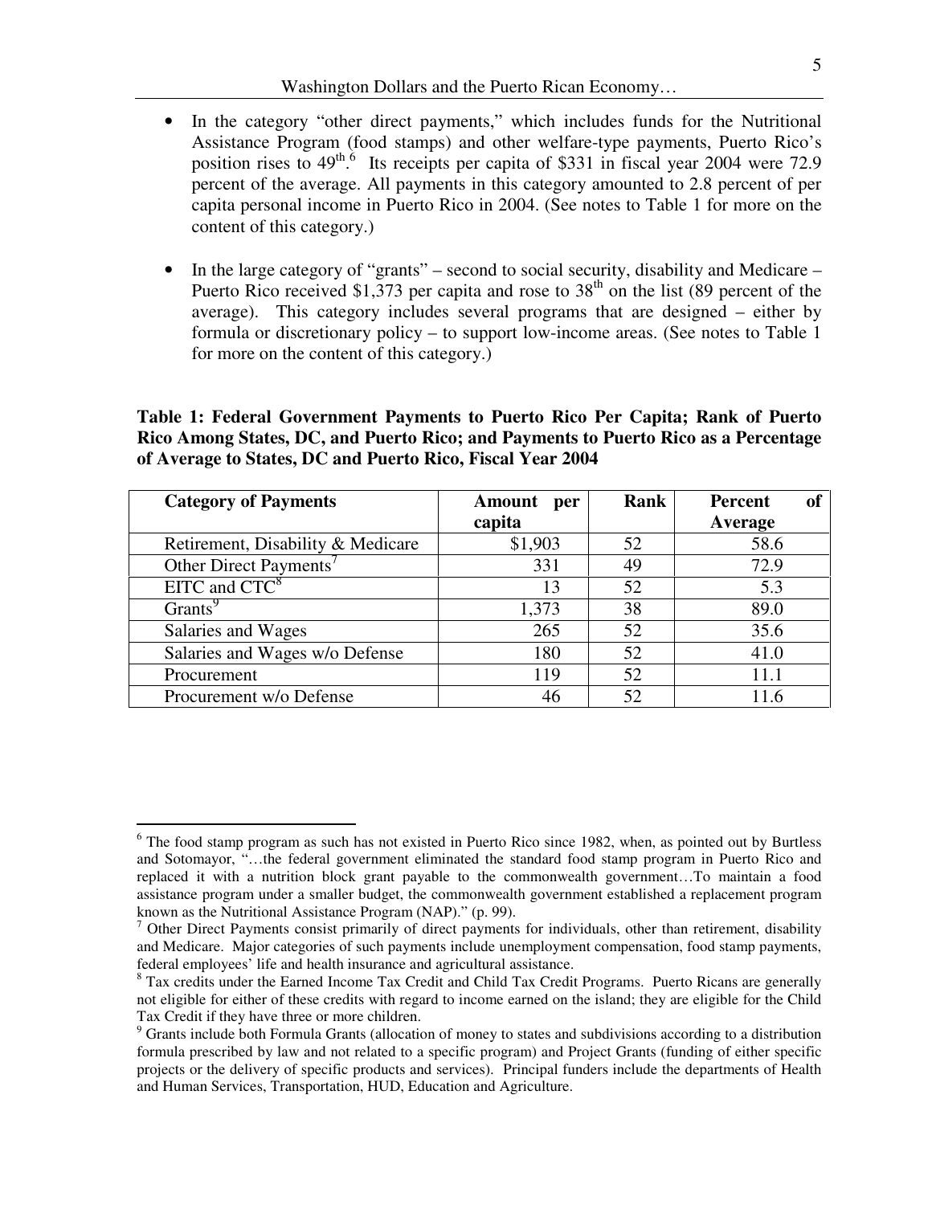- In the category "other direct payments," which includes funds for the Nutritional Assistance Program (food stamps) and other welfare-type payments, Puerto Rico's position rises to 49th.[6] Its receipts per capita of $331 in fiscal year 2004 were 72.9 percent of the average. All payments in this category amounted to 2.8 percent of per capita personal income in Puerto Rico in 2004. (See notes to Table 1 for more on the content of this category.)

- In the large category of "grants" – second to social security, disability and Medicare – Puerto Rico received $1,373 per capita and rose to 38th on the list (89 percent of the average). This category includes several programs that are designed – either by formula or discretionary policy – to support low-income areas. (See notes to Table 1 for more on the content of this category.)

**Table 1: Federal Government Payments to Puerto Rico Per Capita; Rank of Puerto Rico Among States, DC, and Puerto Rico; and Payments to Puerto Rico as a Percentage of Average to States, DC and Puerto Rico, Fiscal Year 2004**

| Category of Payments | Amount per capita | Rank | Percent of Average |
|---|---|---|---|
| Retirement, Disability & Medicare | $1,903 | 52 | 58.6 |
| Other Direct Payments[7] | 331 | 49 | 72.9 |
| EITC and CTC[8] | 13 | 52 | 5.3 |
| Grants[9] | 1,373 | 38 | 89.0 |
| Salaries and Wages | 265 | 52 | 35.6 |
| Salaries and Wages w/o Defense | 180 | 52 | 41.0 |
| Procurement | 119 | 52 | 11.1 |
| Procurement w/o Defense | 46 | 52 | 11.6 |

---

[6] The food stamp program as such has not existed in Puerto Rico since 1982, when, as pointed out by Burtless and Sotomayor, "…the federal government eliminated the standard food stamp program in Puerto Rico and replaced it with a nutrition block grant payable to the commonwealth government…To maintain a food assistance program under a smaller budget, the commonwealth government established a replacement program known as the Nutritional Assistance Program (NAP)." (p. 99).

[7] Other Direct Payments consist primarily of direct payments for individuals, other than retirement, disability and Medicare. Major categories of such payments include unemployment compensation, food stamp payments, federal employees' life and health insurance and agricultural assistance.

[8] Tax credits under the Earned Income Tax Credit and Child Tax Credit Programs. Puerto Ricans are generally not eligible for either of these credits with regard to income earned on the island; they are eligible for the Child Tax Credit if they have three or more children.

[9] Grants include both Formula Grants (allocation of money to states and subdivisions according to a distribution formula prescribed by law and not related to a specific program) and Project Grants (funding of either specific projects or the delivery of specific products and services). Principal funders include the departments of Health and Human Services, Transportation, HUD, Education and Agriculture.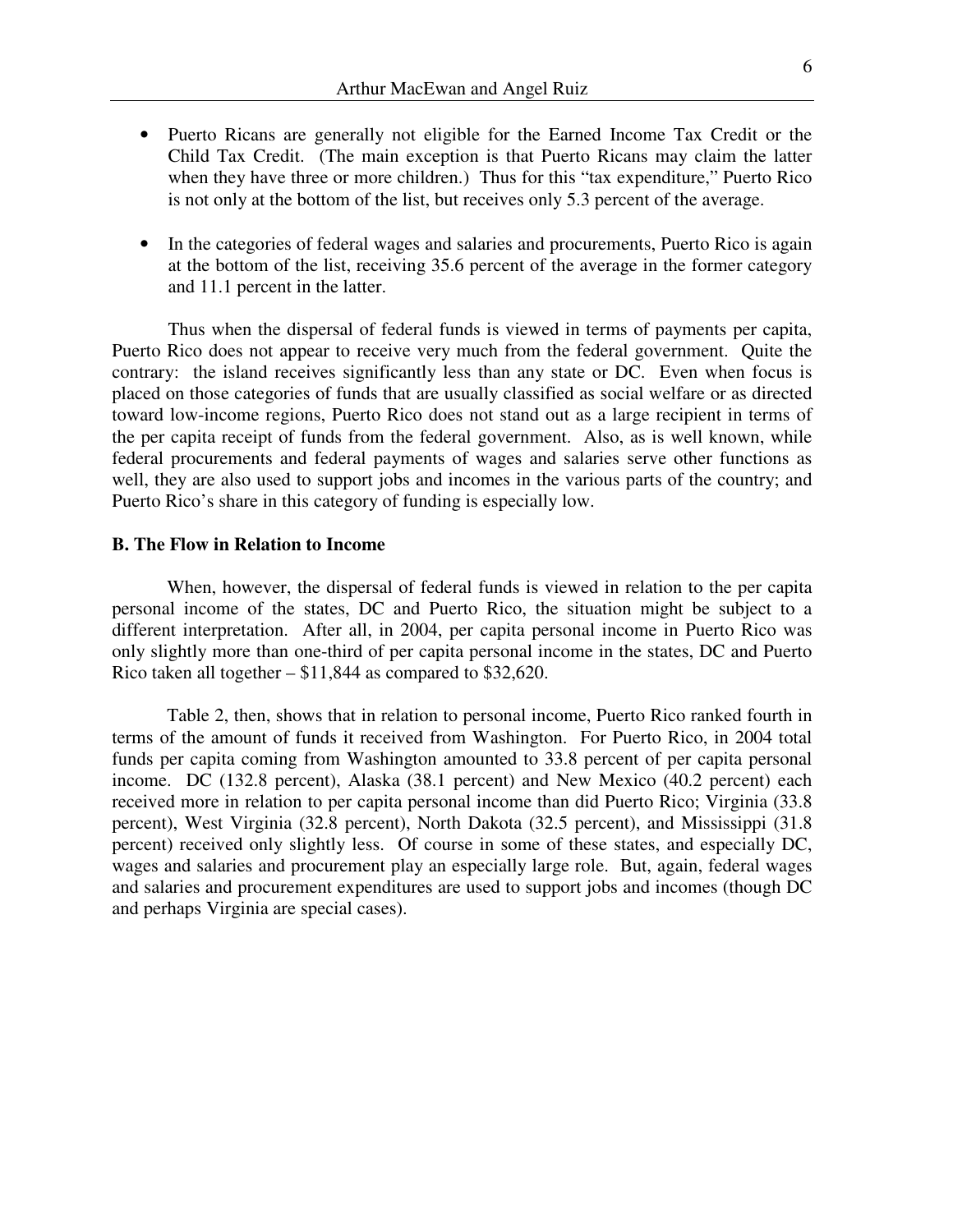- Puerto Ricans are generally not eligible for the Earned Income Tax Credit or the Child Tax Credit. (The main exception is that Puerto Ricans may claim the latter when they have three or more children.) Thus for this "tax expenditure," Puerto Rico is not only at the bottom of the list, but receives only 5.3 percent of the average.

- In the categories of federal wages and salaries and procurements, Puerto Rico is again at the bottom of the list, receiving 35.6 percent of the average in the former category and 11.1 percent in the latter.

Thus when the dispersal of federal funds is viewed in terms of payments per capita, Puerto Rico does not appear to receive very much from the federal government. Quite the contrary: the island receives significantly less than any state or DC. Even when focus is placed on those categories of funds that are usually classified as social welfare or as directed toward low-income regions, Puerto Rico does not stand out as a large recipient in terms of the per capita receipt of funds from the federal government. Also, as is well known, while federal procurements and federal payments of wages and salaries serve other functions as well, they are also used to support jobs and incomes in the various parts of the country; and Puerto Rico's share in this category of funding is especially low.

**B. The Flow in Relation to Income**

When, however, the dispersal of federal funds is viewed in relation to the per capita personal income of the states, DC and Puerto Rico, the situation might be subject to a different interpretation. After all, in 2004, per capita personal income in Puerto Rico was only slightly more than one-third of per capita personal income in the states, DC and Puerto Rico taken all together – $11,844 as compared to $32,620.

Table 2, then, shows that in relation to personal income, Puerto Rico ranked fourth in terms of the amount of funds it received from Washington. For Puerto Rico, in 2004 total funds per capita coming from Washington amounted to 33.8 percent of per capita personal income. DC (132.8 percent), Alaska (38.1 percent) and New Mexico (40.2 percent) each received more in relation to per capita personal income than did Puerto Rico; Virginia (33.8 percent), West Virginia (32.8 percent), North Dakota (32.5 percent), and Mississippi (31.8 percent) received only slightly less. Of course in some of these states, and especially DC, wages and salaries and procurement play an especially large role. But, again, federal wages and salaries and procurement expenditures are used to support jobs and incomes (though DC and perhaps Virginia are special cases).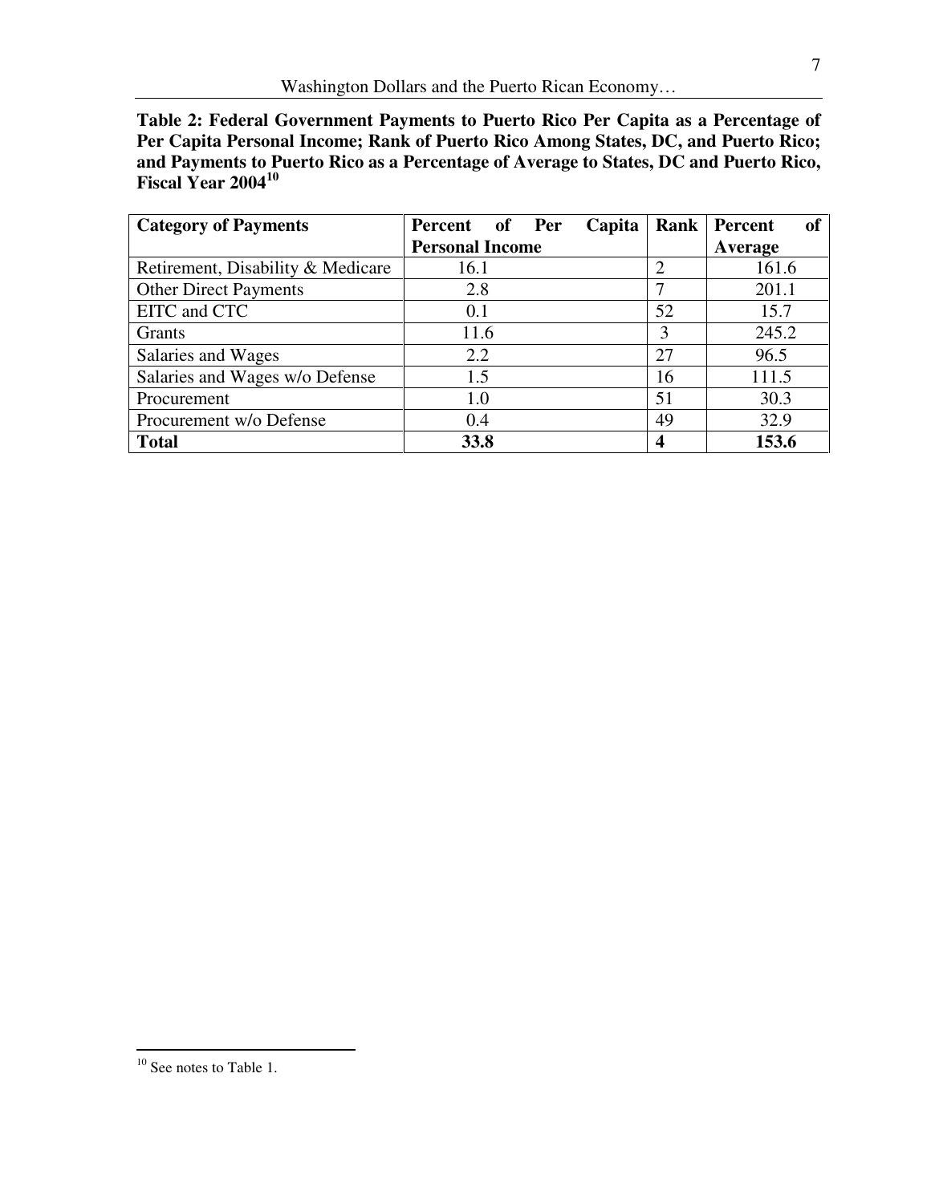**Table 2: Federal Government Payments to Puerto Rico Per Capita as a Percentage of Per Capita Personal Income; Rank of Puerto Rico Among States, DC, and Puerto Rico; and Payments to Puerto Rico as a Percentage of Average to States, DC and Puerto Rico, Fiscal Year 2004[10]**

| Category of Payments | Percent of Per Capita Personal Income | Rank | Percent of Average |
|---|---|---|---|
| Retirement, Disability & Medicare | 16.1 | 2 | 161.6 |
| Other Direct Payments | 2.8 | 7 | 201.1 |
| EITC and CTC | 0.1 | 52 | 15.7 |
| Grants | 11.6 | 3 | 245.2 |
| Salaries and Wages | 2.2 | 27 | 96.5 |
| Salaries and Wages w/o Defense | 1.5 | 16 | 111.5 |
| Procurement | 1.0 | 51 | 30.3 |
| Procurement w/o Defense | 0.4 | 49 | 32.9 |
| **Total** | **33.8** | **4** | **153.6** |

[10] See notes to Table 1.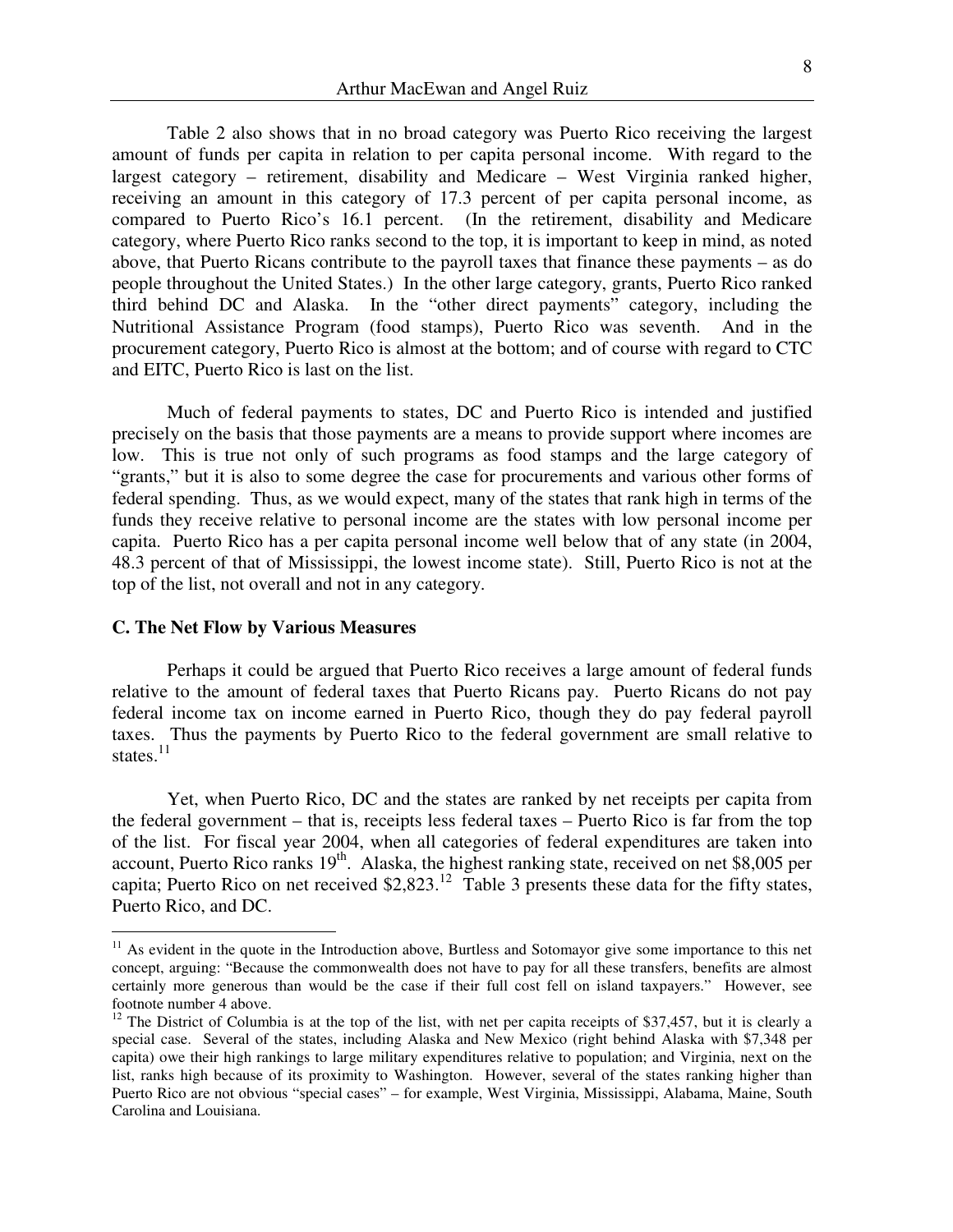Table 2 also shows that in no broad category was Puerto Rico receiving the largest amount of funds per capita in relation to per capita personal income. With regard to the largest category – retirement, disability and Medicare – West Virginia ranked higher, receiving an amount in this category of 17.3 percent of per capita personal income, as compared to Puerto Rico's 16.1 percent. (In the retirement, disability and Medicare category, where Puerto Rico ranks second to the top, it is important to keep in mind, as noted above, that Puerto Ricans contribute to the payroll taxes that finance these payments – as do people throughout the United States.) In the other large category, grants, Puerto Rico ranked third behind DC and Alaska. In the "other direct payments" category, including the Nutritional Assistance Program (food stamps), Puerto Rico was seventh. And in the procurement category, Puerto Rico is almost at the bottom; and of course with regard to CTC and EITC, Puerto Rico is last on the list.

Much of federal payments to states, DC and Puerto Rico is intended and justified precisely on the basis that those payments are a means to provide support where incomes are low. This is true not only of such programs as food stamps and the large category of "grants," but it is also to some degree the case for procurements and various other forms of federal spending. Thus, as we would expect, many of the states that rank high in terms of the funds they receive relative to personal income are the states with low personal income per capita. Puerto Rico has a per capita personal income well below that of any state (in 2004, 48.3 percent of that of Mississippi, the lowest income state). Still, Puerto Rico is not at the top of the list, not overall and not in any category.

### C. The Net Flow by Various Measures

Perhaps it could be argued that Puerto Rico receives a large amount of federal funds relative to the amount of federal taxes that Puerto Ricans pay. Puerto Ricans do not pay federal income tax on income earned in Puerto Rico, though they do pay federal payroll taxes. Thus the payments by Puerto Rico to the federal government are small relative to states.[11]

Yet, when Puerto Rico, DC and the states are ranked by net receipts per capita from the federal government – that is, receipts less federal taxes – Puerto Rico is far from the top of the list. For fiscal year 2004, when all categories of federal expenditures are taken into account, Puerto Rico ranks 19th. Alaska, the highest ranking state, received on net $8,005 per capita; Puerto Rico on net received $2,823.[12] Table 3 presents these data for the fifty states, Puerto Rico, and DC.

---

[11] As evident in the quote in the Introduction above, Burtless and Sotomayor give some importance to this net concept, arguing: "Because the commonwealth does not have to pay for all these transfers, benefits are almost certainly more generous than would be the case if their full cost fell on island taxpayers." However, see footnote number 4 above.

[12] The District of Columbia is at the top of the list, with net per capita receipts of $37,457, but it is clearly a special case. Several of the states, including Alaska and New Mexico (right behind Alaska with $7,348 per capita) owe their high rankings to large military expenditures relative to population; and Virginia, next on the list, ranks high because of its proximity to Washington. However, several of the states ranking higher than Puerto Rico are not obvious "special cases" – for example, West Virginia, Mississippi, Alabama, Maine, South Carolina and Louisiana.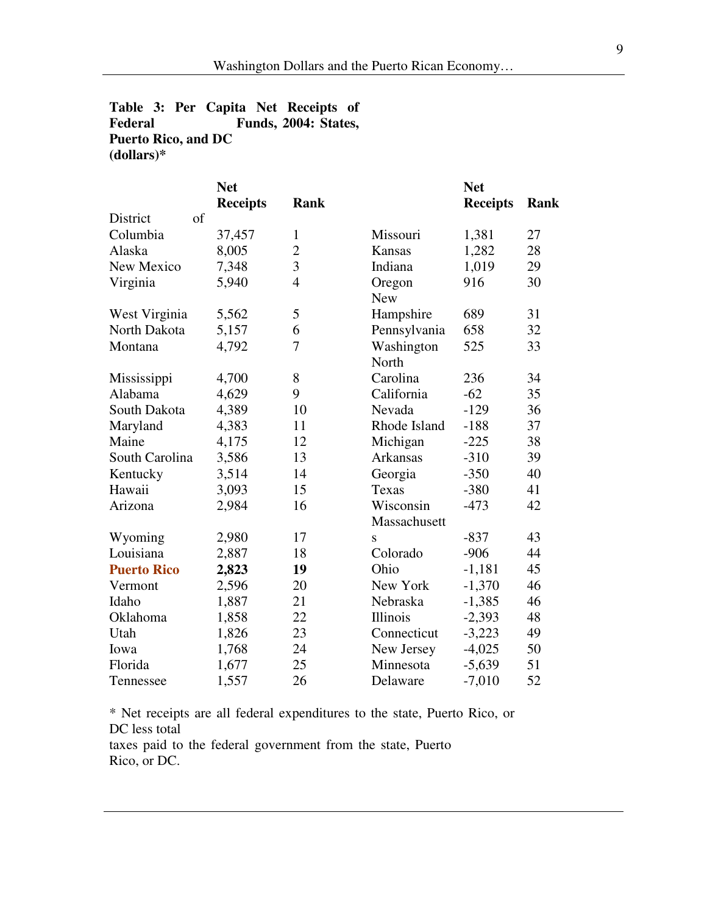**Table 3: Per Capita Net Receipts of Federal Funds, 2004: States, Puerto Rico, and DC (dollars)***

| | Net Receipts | Rank | | Net Receipts | Rank |
|---|---|---|---|---|---|
| District of Columbia | 37,457 | 1 | Missouri | 1,381 | 27 |
| Alaska | 8,005 | 2 | Kansas | 1,282 | 28 |
| New Mexico | 7,348 | 3 | Indiana | 1,019 | 29 |
| Virginia | 5,940 | 4 | Oregon | 916 | 30 |
| West Virginia | 5,562 | 5 | New Hampshire | 689 | 31 |
| North Dakota | 5,157 | 6 | Pennsylvania | 658 | 32 |
| Montana | 4,792 | 7 | Washington | 525 | 33 |
| Mississippi | 4,700 | 8 | North Carolina | 236 | 34 |
| Alabama | 4,629 | 9 | California | -62 | 35 |
| South Dakota | 4,389 | 10 | Nevada | -129 | 36 |
| Maryland | 4,383 | 11 | Rhode Island | -188 | 37 |
| Maine | 4,175 | 12 | Michigan | -225 | 38 |
| South Carolina | 3,586 | 13 | Arkansas | -310 | 39 |
| Kentucky | 3,514 | 14 | Georgia | -350 | 40 |
| Hawaii | 3,093 | 15 | Texas | -380 | 41 |
| Arizona | 2,984 | 16 | Wisconsin | -473 | 42 |
| Wyoming | 2,980 | 17 | Massachusetts | -837 | 43 |
| Louisiana | 2,887 | 18 | Colorado | -906 | 44 |
| **Puerto Rico** | **2,823** | **19** | Ohio | -1,181 | 45 |
| Vermont | 2,596 | 20 | New York | -1,370 | 46 |
| Idaho | 1,887 | 21 | Nebraska | -1,385 | 46 |
| Oklahoma | 1,858 | 22 | Illinois | -2,393 | 48 |
| Utah | 1,826 | 23 | Connecticut | -3,223 | 49 |
| Iowa | 1,768 | 24 | New Jersey | -4,025 | 50 |
| Florida | 1,677 | 25 | Minnesota | -5,639 | 51 |
| Tennessee | 1,557 | 26 | Delaware | -7,010 | 52 |

* Net receipts are all federal expenditures to the state, Puerto Rico, or DC less total taxes paid to the federal government from the state, Puerto Rico, or DC.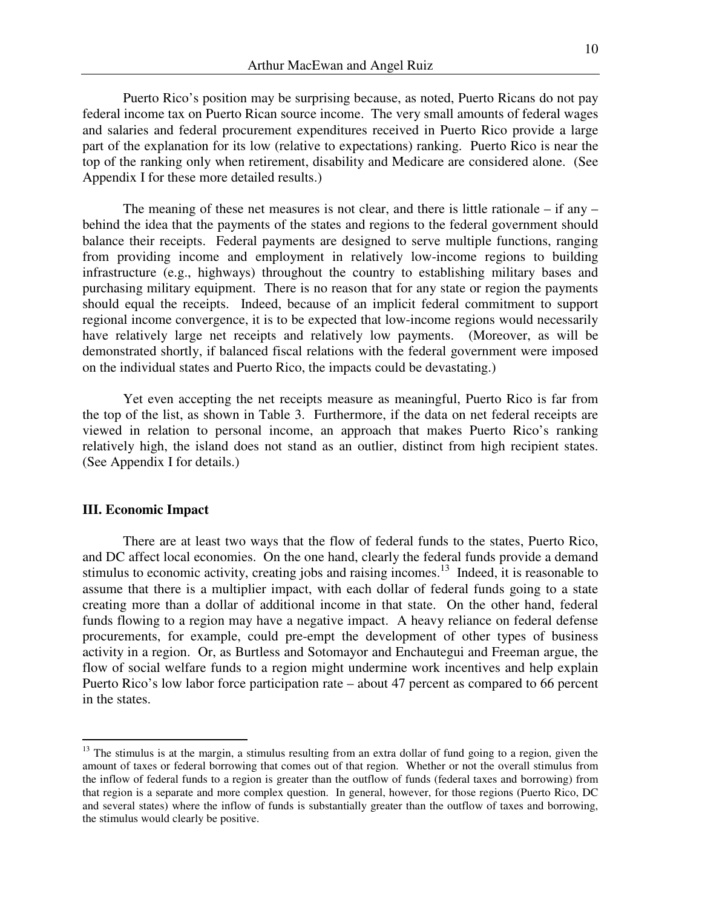Puerto Rico's position may be surprising because, as noted, Puerto Ricans do not pay federal income tax on Puerto Rican source income. The very small amounts of federal wages and salaries and federal procurement expenditures received in Puerto Rico provide a large part of the explanation for its low (relative to expectations) ranking. Puerto Rico is near the top of the ranking only when retirement, disability and Medicare are considered alone. (See Appendix I for these more detailed results.)

The meaning of these net measures is not clear, and there is little rationale – if any – behind the idea that the payments of the states and regions to the federal government should balance their receipts. Federal payments are designed to serve multiple functions, ranging from providing income and employment in relatively low-income regions to building infrastructure (e.g., highways) throughout the country to establishing military bases and purchasing military equipment. There is no reason that for any state or region the payments should equal the receipts. Indeed, because of an implicit federal commitment to support regional income convergence, it is to be expected that low-income regions would necessarily have relatively large net receipts and relatively low payments. (Moreover, as will be demonstrated shortly, if balanced fiscal relations with the federal government were imposed on the individual states and Puerto Rico, the impacts could be devastating.)

Yet even accepting the net receipts measure as meaningful, Puerto Rico is far from the top of the list, as shown in Table 3. Furthermore, if the data on net federal receipts are viewed in relation to personal income, an approach that makes Puerto Rico's ranking relatively high, the island does not stand as an outlier, distinct from high recipient states. (See Appendix I for details.)

## III. Economic Impact

There are at least two ways that the flow of federal funds to the states, Puerto Rico, and DC affect local economies. On the one hand, clearly the federal funds provide a demand stimulus to economic activity, creating jobs and raising incomes.[13] Indeed, it is reasonable to assume that there is a multiplier impact, with each dollar of federal funds going to a state creating more than a dollar of additional income in that state. On the other hand, federal funds flowing to a region may have a negative impact. A heavy reliance on federal defense procurements, for example, could pre-empt the development of other types of business activity in a region. Or, as Burtless and Sotomayor and Enchautegui and Freeman argue, the flow of social welfare funds to a region might undermine work incentives and help explain Puerto Rico's low labor force participation rate – about 47 percent as compared to 66 percent in the states.

---

[13] The stimulus is at the margin, a stimulus resulting from an extra dollar of fund going to a region, given the amount of taxes or federal borrowing that comes out of that region. Whether or not the overall stimulus from the inflow of federal funds to a region is greater than the outflow of funds (federal taxes and borrowing) from that region is a separate and more complex question. In general, however, for those regions (Puerto Rico, DC and several states) where the inflow of funds is substantially greater than the outflow of taxes and borrowing, the stimulus would clearly be positive.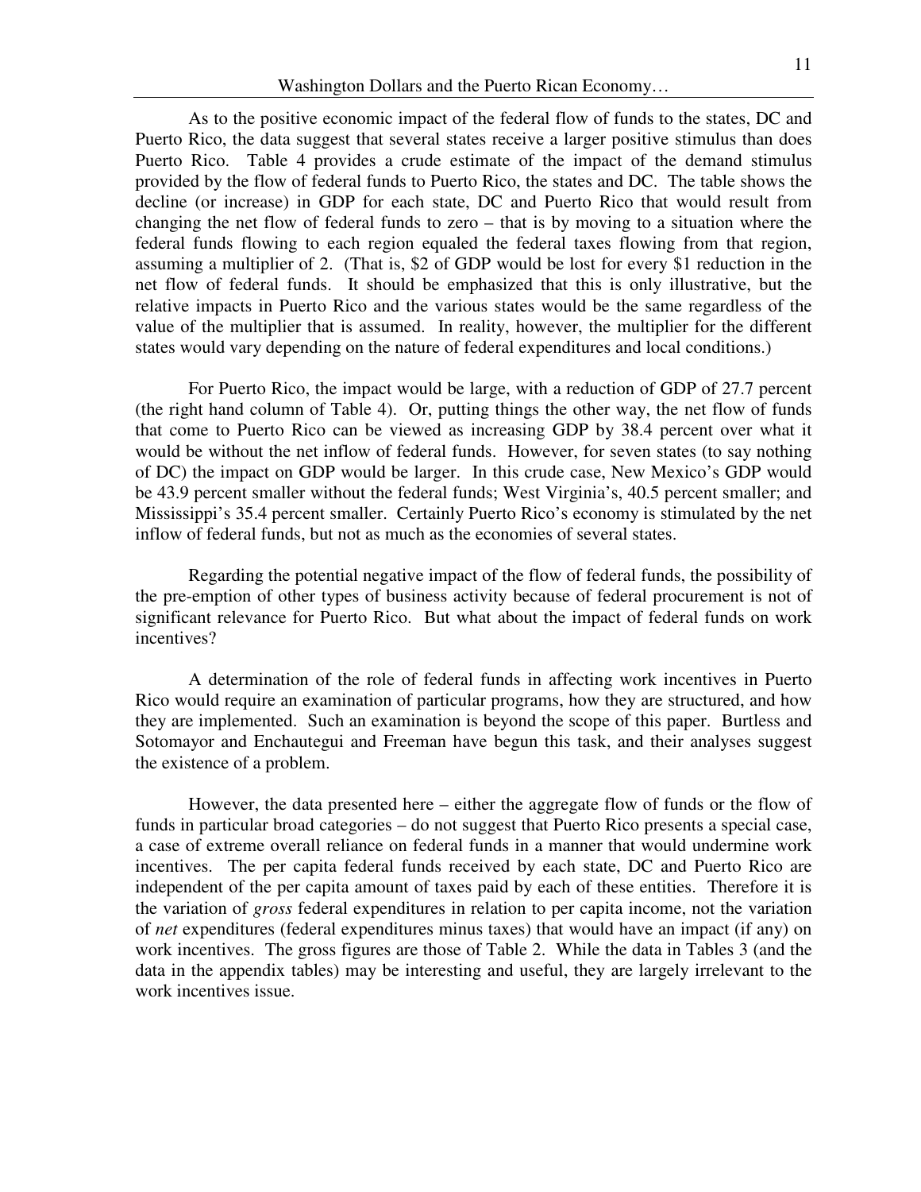As to the positive economic impact of the federal flow of funds to the states, DC and Puerto Rico, the data suggest that several states receive a larger positive stimulus than does Puerto Rico. Table 4 provides a crude estimate of the impact of the demand stimulus provided by the flow of federal funds to Puerto Rico, the states and DC. The table shows the decline (or increase) in GDP for each state, DC and Puerto Rico that would result from changing the net flow of federal funds to zero – that is by moving to a situation where the federal funds flowing to each region equaled the federal taxes flowing from that region, assuming a multiplier of 2. (That is, $2 of GDP would be lost for every $1 reduction in the net flow of federal funds. It should be emphasized that this is only illustrative, but the relative impacts in Puerto Rico and the various states would be the same regardless of the value of the multiplier that is assumed. In reality, however, the multiplier for the different states would vary depending on the nature of federal expenditures and local conditions.)

For Puerto Rico, the impact would be large, with a reduction of GDP of 27.7 percent (the right hand column of Table 4). Or, putting things the other way, the net flow of funds that come to Puerto Rico can be viewed as increasing GDP by 38.4 percent over what it would be without the net inflow of federal funds. However, for seven states (to say nothing of DC) the impact on GDP would be larger. In this crude case, New Mexico's GDP would be 43.9 percent smaller without the federal funds; West Virginia's, 40.5 percent smaller; and Mississippi's 35.4 percent smaller. Certainly Puerto Rico's economy is stimulated by the net inflow of federal funds, but not as much as the economies of several states.

Regarding the potential negative impact of the flow of federal funds, the possibility of the pre-emption of other types of business activity because of federal procurement is not of significant relevance for Puerto Rico. But what about the impact of federal funds on work incentives?

A determination of the role of federal funds in affecting work incentives in Puerto Rico would require an examination of particular programs, how they are structured, and how they are implemented. Such an examination is beyond the scope of this paper. Burtless and Sotomayor and Enchautegui and Freeman have begun this task, and their analyses suggest the existence of a problem.

However, the data presented here – either the aggregate flow of funds or the flow of funds in particular broad categories – do not suggest that Puerto Rico presents a special case, a case of extreme overall reliance on federal funds in a manner that would undermine work incentives. The per capita federal funds received by each state, DC and Puerto Rico are independent of the per capita amount of taxes paid by each of these entities. Therefore it is the variation of *gross* federal expenditures in relation to per capita income, not the variation of *net* expenditures (federal expenditures minus taxes) that would have an impact (if any) on work incentives. The gross figures are those of Table 2. While the data in Tables 3 (and the data in the appendix tables) may be interesting and useful, they are largely irrelevant to the work incentives issue.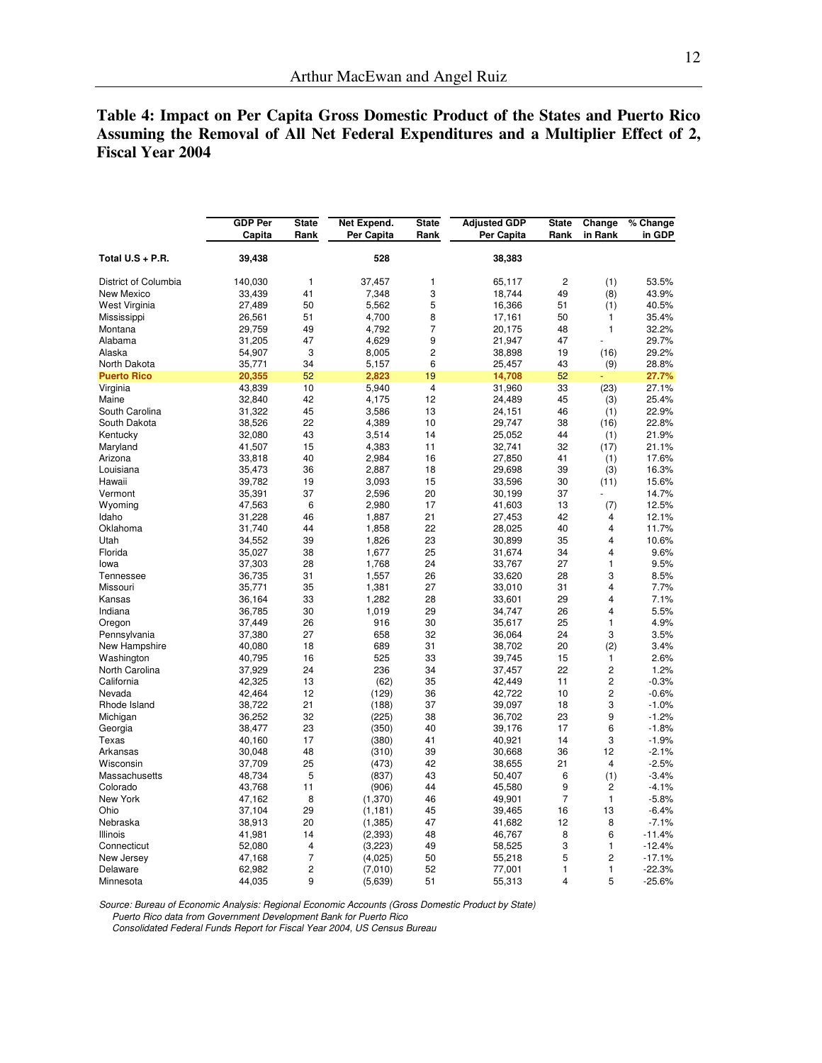**Table 4: Impact on Per Capita Gross Domestic Product of the States and Puerto Rico Assuming the Removal of All Net Federal Expenditures and a Multiplier Effect of 2, Fiscal Year 2004**

| | GDP Per Capita | State Rank | Net Expend. Per Capita | State Rank | Adjusted GDP Per Capita | State Rank | Change in Rank | % Change in GDP |
|---|---|---|---|---|---|---|---|---|
| **Total U.S + P.R.** | **39,438** | | **528** | | **38,383** | | | |
| District of Columbia | 140,030 | 1 | 37,457 | 1 | 65,117 | 2 | (1) | 53.5% |
| New Mexico | 33,439 | 41 | 7,348 | 3 | 18,744 | 49 | (8) | 43.9% |
| West Virginia | 27,489 | 50 | 5,562 | 5 | 16,366 | 51 | (1) | 40.5% |
| Mississippi | 26,561 | 51 | 4,700 | 8 | 17,161 | 50 | 1 | 35.4% |
| Montana | 29,759 | 49 | 4,792 | 7 | 20,175 | 48 | 1 | 32.2% |
| Alabama | 31,205 | 47 | 4,629 | 9 | 21,947 | 47 | - | 29.7% |
| Alaska | 54,907 | 3 | 8,005 | 2 | 38,898 | 19 | (16) | 29.2% |
| North Dakota | 35,771 | 34 | 5,157 | 6 | 25,457 | 43 | (9) | 28.8% |
| **Puerto Rico** | **20,355** | **52** | **2,823** | **19** | **14,708** | **52** | **-** | **27.7%** |
| Virginia | 43,839 | 10 | 5,940 | 4 | 31,960 | 33 | (23) | 27.1% |
| Maine | 32,840 | 42 | 4,175 | 12 | 24,489 | 45 | (3) | 25.4% |
| South Carolina | 31,322 | 45 | 3,586 | 13 | 24,151 | 46 | (1) | 22.9% |
| South Dakota | 38,526 | 22 | 4,389 | 10 | 29,747 | 38 | (16) | 22.8% |
| Kentucky | 32,080 | 43 | 3,514 | 14 | 25,052 | 44 | (1) | 21.9% |
| Maryland | 41,507 | 15 | 4,383 | 11 | 32,741 | 32 | (17) | 21.1% |
| Arizona | 33,818 | 40 | 2,984 | 16 | 27,850 | 41 | (1) | 17.6% |
| Louisiana | 35,473 | 36 | 2,887 | 18 | 29,698 | 39 | (3) | 16.3% |
| Hawaii | 39,782 | 19 | 3,093 | 15 | 33,596 | 30 | (11) | 15.6% |
| Vermont | 35,391 | 37 | 2,596 | 20 | 30,199 | 37 | - | 14.7% |
| Wyoming | 47,563 | 6 | 2,980 | 17 | 41,603 | 13 | (7) | 12.5% |
| Idaho | 31,228 | 46 | 1,887 | 21 | 27,453 | 42 | 4 | 12.1% |
| Oklahoma | 31,740 | 44 | 1,858 | 22 | 28,025 | 40 | 4 | 11.7% |
| Utah | 34,552 | 39 | 1,826 | 23 | 30,899 | 35 | 4 | 10.6% |
| Florida | 35,027 | 38 | 1,677 | 25 | 31,674 | 34 | 4 | 9.6% |
| Iowa | 37,303 | 28 | 1,768 | 24 | 33,767 | 27 | 1 | 9.5% |
| Tennessee | 36,735 | 31 | 1,557 | 26 | 33,620 | 28 | 3 | 8.5% |
| Missouri | 35,771 | 35 | 1,381 | 27 | 33,010 | 31 | 4 | 7.7% |
| Kansas | 36,164 | 33 | 1,282 | 28 | 33,601 | 29 | 4 | 7.1% |
| Indiana | 36,785 | 30 | 1,019 | 29 | 34,747 | 26 | 4 | 5.5% |
| Oregon | 37,449 | 26 | 916 | 30 | 35,617 | 25 | 1 | 4.9% |
| Pennsylvania | 37,380 | 27 | 658 | 32 | 36,064 | 24 | 3 | 3.5% |
| New Hampshire | 40,080 | 18 | 689 | 31 | 38,702 | 20 | (2) | 3.4% |
| Washington | 40,795 | 16 | 525 | 33 | 39,745 | 15 | 1 | 2.6% |
| North Carolina | 37,929 | 24 | 236 | 34 | 37,457 | 22 | 2 | 1.2% |
| California | 42,325 | 13 | (62) | 35 | 42,449 | 11 | 2 | -0.3% |
| Nevada | 42,464 | 12 | (129) | 36 | 42,722 | 10 | 2 | -0.6% |
| Rhode Island | 38,722 | 21 | (188) | 37 | 39,097 | 18 | 3 | -1.0% |
| Michigan | 36,252 | 32 | (225) | 38 | 36,702 | 23 | 9 | -1.2% |
| Georgia | 38,477 | 23 | (350) | 40 | 39,176 | 17 | 6 | -1.8% |
| Texas | 40,160 | 17 | (380) | 41 | 40,921 | 14 | 3 | -1.9% |
| Arkansas | 30,048 | 48 | (310) | 39 | 30,668 | 36 | 12 | -2.1% |
| Wisconsin | 37,709 | 25 | (473) | 42 | 38,655 | 21 | 4 | -2.5% |
| Massachusetts | 48,734 | 5 | (837) | 43 | 50,407 | 6 | (1) | -3.4% |
| Colorado | 43,768 | 11 | (906) | 44 | 45,580 | 9 | 2 | -4.1% |
| New York | 47,162 | 8 | (1,370) | 46 | 49,901 | 7 | 1 | -5.8% |
| Ohio | 37,104 | 29 | (1,181) | 45 | 39,465 | 16 | 13 | -6.4% |
| Nebraska | 38,913 | 20 | (1,385) | 47 | 41,682 | 12 | 8 | -7.1% |
| Illinois | 41,981 | 14 | (2,393) | 48 | 46,767 | 8 | 6 | -11.4% |
| Connecticut | 52,080 | 4 | (3,223) | 49 | 58,525 | 3 | 1 | -12.4% |
| New Jersey | 47,168 | 7 | (4,025) | 50 | 55,218 | 5 | 2 | -17.1% |
| Delaware | 62,982 | 2 | (7,010) | 52 | 77,001 | 1 | 1 | -22.3% |
| Minnesota | 44,035 | 9 | (5,639) | 51 | 55,313 | 4 | 5 | -25.6% |

*Source: Bureau of Economic Analysis: Regional Economic Accounts (Gross Domestic Product by State)*
*Puerto Rico data from Government Development Bank for Puerto Rico*
*Consolidated Federal Funds Report for Fiscal Year 2004, US Census Bureau*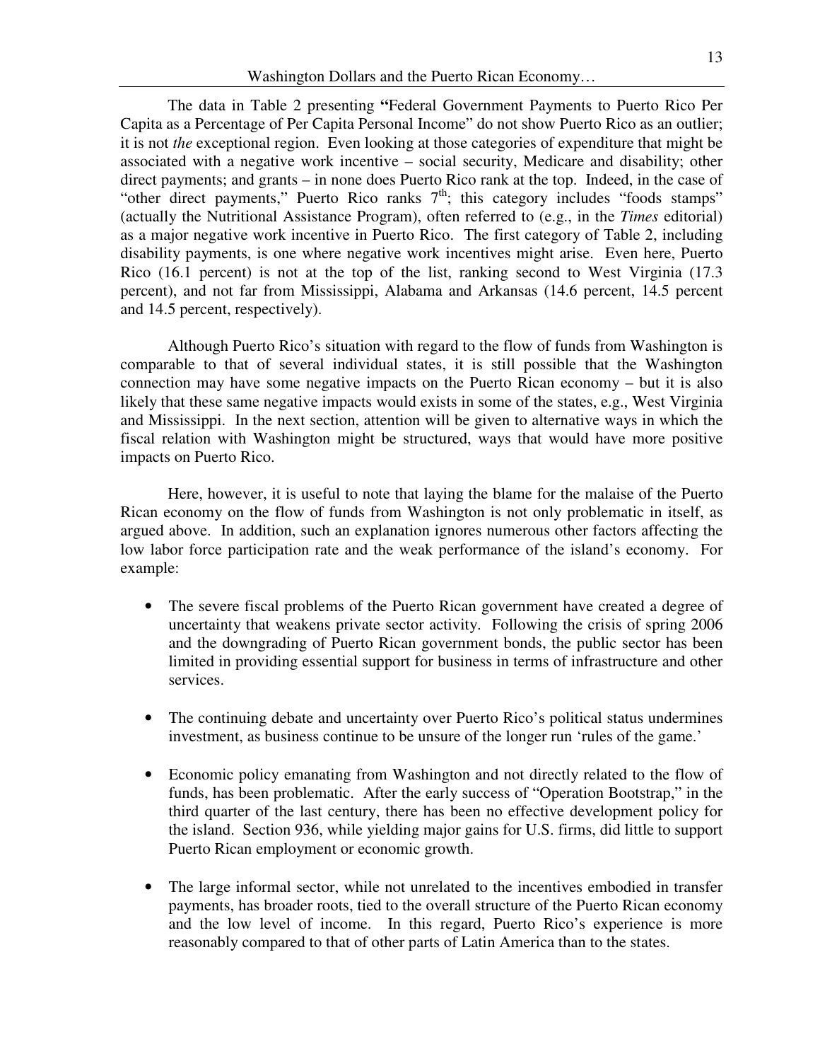The data in Table 2 presenting **"**Federal Government Payments to Puerto Rico Per Capita as a Percentage of Per Capita Personal Income" do not show Puerto Rico as an outlier; it is not *the* exceptional region. Even looking at those categories of expenditure that might be associated with a negative work incentive – social security, Medicare and disability; other direct payments; and grants – in none does Puerto Rico rank at the top. Indeed, in the case of "other direct payments," Puerto Rico ranks 7th; this category includes "foods stamps" (actually the Nutritional Assistance Program), often referred to (e.g., in the *Times* editorial) as a major negative work incentive in Puerto Rico. The first category of Table 2, including disability payments, is one where negative work incentives might arise. Even here, Puerto Rico (16.1 percent) is not at the top of the list, ranking second to West Virginia (17.3 percent), and not far from Mississippi, Alabama and Arkansas (14.6 percent, 14.5 percent and 14.5 percent, respectively).

Although Puerto Rico's situation with regard to the flow of funds from Washington is comparable to that of several individual states, it is still possible that the Washington connection may have some negative impacts on the Puerto Rican economy – but it is also likely that these same negative impacts would exists in some of the states, e.g., West Virginia and Mississippi. In the next section, attention will be given to alternative ways in which the fiscal relation with Washington might be structured, ways that would have more positive impacts on Puerto Rico.

Here, however, it is useful to note that laying the blame for the malaise of the Puerto Rican economy on the flow of funds from Washington is not only problematic in itself, as argued above. In addition, such an explanation ignores numerous other factors affecting the low labor force participation rate and the weak performance of the island's economy. For example:

- The severe fiscal problems of the Puerto Rican government have created a degree of uncertainty that weakens private sector activity. Following the crisis of spring 2006 and the downgrading of Puerto Rican government bonds, the public sector has been limited in providing essential support for business in terms of infrastructure and other services.

- The continuing debate and uncertainty over Puerto Rico's political status undermines investment, as business continue to be unsure of the longer run 'rules of the game.'

- Economic policy emanating from Washington and not directly related to the flow of funds, has been problematic. After the early success of "Operation Bootstrap," in the third quarter of the last century, there has been no effective development policy for the island. Section 936, while yielding major gains for U.S. firms, did little to support Puerto Rican employment or economic growth.

- The large informal sector, while not unrelated to the incentives embodied in transfer payments, has broader roots, tied to the overall structure of the Puerto Rican economy and the low level of income. In this regard, Puerto Rico's experience is more reasonably compared to that of other parts of Latin America than to the states.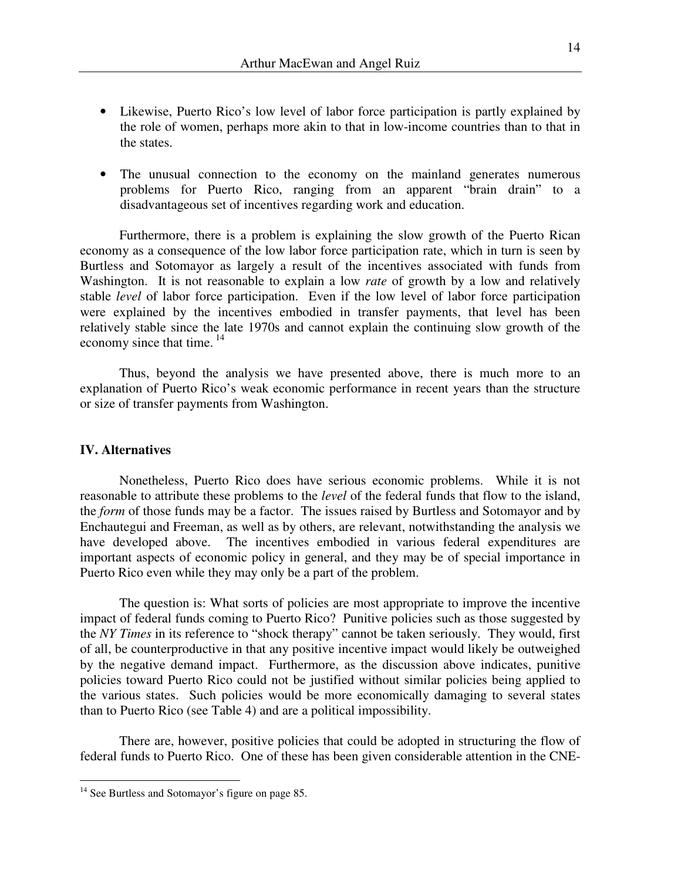- Likewise, Puerto Rico's low level of labor force participation is partly explained by the role of women, perhaps more akin to that in low-income countries than to that in the states.

- The unusual connection to the economy on the mainland generates numerous problems for Puerto Rico, ranging from an apparent "brain drain" to a disadvantageous set of incentives regarding work and education.

Furthermore, there is a problem is explaining the slow growth of the Puerto Rican economy as a consequence of the low labor force participation rate, which in turn is seen by Burtless and Sotomayor as largely a result of the incentives associated with funds from Washington. It is not reasonable to explain a low *rate* of growth by a low and relatively stable *level* of labor force participation. Even if the low level of labor force participation were explained by the incentives embodied in transfer payments, that level has been relatively stable since the late 1970s and cannot explain the continuing slow growth of the economy since that time.[14]

Thus, beyond the analysis we have presented above, there is much more to an explanation of Puerto Rico's weak economic performance in recent years than the structure or size of transfer payments from Washington.

## IV. Alternatives

Nonetheless, Puerto Rico does have serious economic problems. While it is not reasonable to attribute these problems to the *level* of the federal funds that flow to the island, the *form* of those funds may be a factor. The issues raised by Burtless and Sotomayor and by Enchautegui and Freeman, as well as by others, are relevant, notwithstanding the analysis we have developed above. The incentives embodied in various federal expenditures are important aspects of economic policy in general, and they may be of special importance in Puerto Rico even while they may only be a part of the problem.

The question is: What sorts of policies are most appropriate to improve the incentive impact of federal funds coming to Puerto Rico? Punitive policies such as those suggested by the *NY Times* in its reference to "shock therapy" cannot be taken seriously. They would, first of all, be counterproductive in that any positive incentive impact would likely be outweighed by the negative demand impact. Furthermore, as the discussion above indicates, punitive policies toward Puerto Rico could not be justified without similar policies being applied to the various states. Such policies would be more economically damaging to several states than to Puerto Rico (see Table 4) and are a political impossibility.

There are, however, positive policies that could be adopted in structuring the flow of federal funds to Puerto Rico. One of these has been given considerable attention in the CNE-

---

[14] See Burtless and Sotomayor's figure on page 85.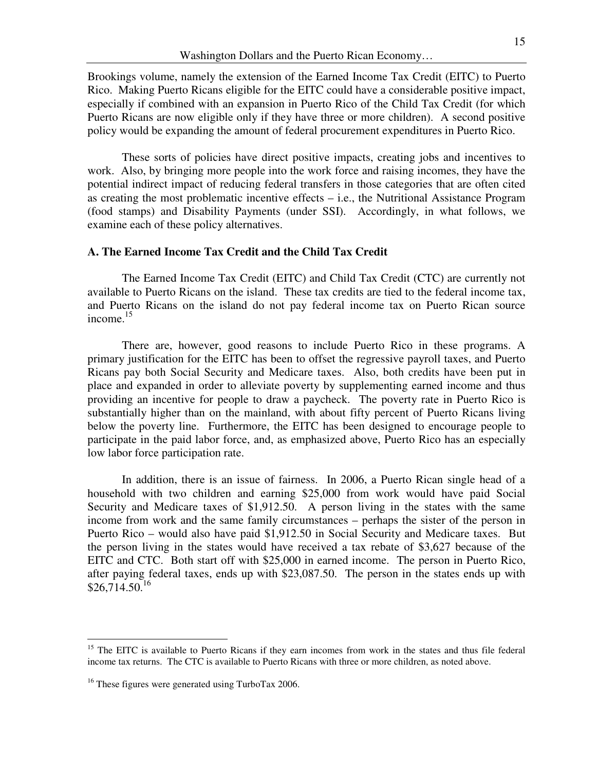Brookings volume, namely the extension of the Earned Income Tax Credit (EITC) to Puerto Rico. Making Puerto Ricans eligible for the EITC could have a considerable positive impact, especially if combined with an expansion in Puerto Rico of the Child Tax Credit (for which Puerto Ricans are now eligible only if they have three or more children). A second positive policy would be expanding the amount of federal procurement expenditures in Puerto Rico.

These sorts of policies have direct positive impacts, creating jobs and incentives to work. Also, by bringing more people into the work force and raising incomes, they have the potential indirect impact of reducing federal transfers in those categories that are often cited as creating the most problematic incentive effects – i.e., the Nutritional Assistance Program (food stamps) and Disability Payments (under SSI). Accordingly, in what follows, we examine each of these policy alternatives.

### A. The Earned Income Tax Credit and the Child Tax Credit

The Earned Income Tax Credit (EITC) and Child Tax Credit (CTC) are currently not available to Puerto Ricans on the island. These tax credits are tied to the federal income tax, and Puerto Ricans on the island do not pay federal income tax on Puerto Rican source income.[15]

There are, however, good reasons to include Puerto Rico in these programs. A primary justification for the EITC has been to offset the regressive payroll taxes, and Puerto Ricans pay both Social Security and Medicare taxes. Also, both credits have been put in place and expanded in order to alleviate poverty by supplementing earned income and thus providing an incentive for people to draw a paycheck. The poverty rate in Puerto Rico is substantially higher than on the mainland, with about fifty percent of Puerto Ricans living below the poverty line. Furthermore, the EITC has been designed to encourage people to participate in the paid labor force, and, as emphasized above, Puerto Rico has an especially low labor force participation rate.

In addition, there is an issue of fairness. In 2006, a Puerto Rican single head of a household with two children and earning $25,000 from work would have paid Social Security and Medicare taxes of $1,912.50. A person living in the states with the same income from work and the same family circumstances – perhaps the sister of the person in Puerto Rico – would also have paid $1,912.50 in Social Security and Medicare taxes. But the person living in the states would have received a tax rebate of $3,627 because of the EITC and CTC. Both start off with $25,000 in earned income. The person in Puerto Rico, after paying federal taxes, ends up with $23,087.50. The person in the states ends up with $26,714.50.[16]

---

[15] The EITC is available to Puerto Ricans if they earn incomes from work in the states and thus file federal income tax returns. The CTC is available to Puerto Ricans with three or more children, as noted above.

[16] These figures were generated using TurboTax 2006.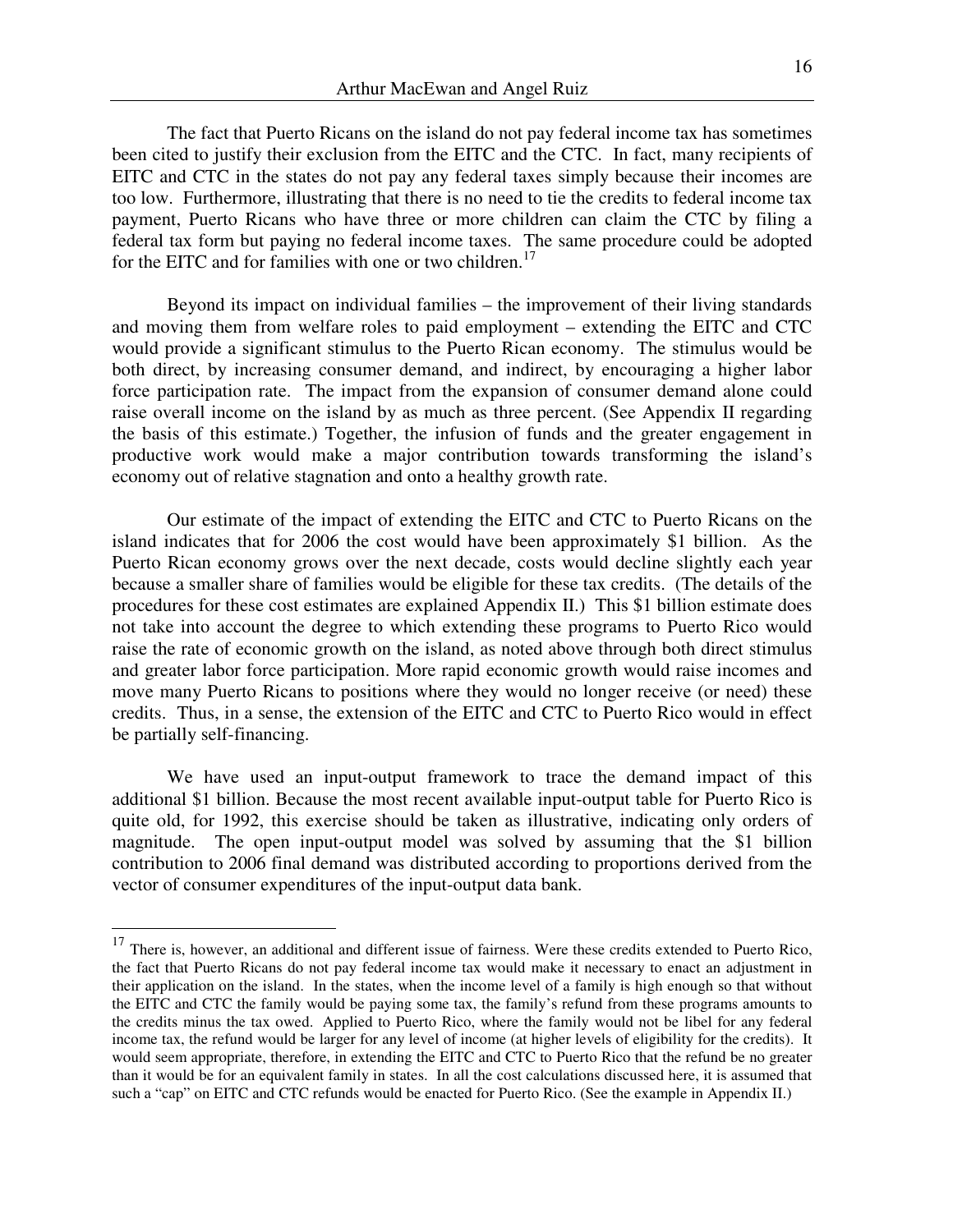The fact that Puerto Ricans on the island do not pay federal income tax has sometimes been cited to justify their exclusion from the EITC and the CTC. In fact, many recipients of EITC and CTC in the states do not pay any federal taxes simply because their incomes are too low. Furthermore, illustrating that there is no need to tie the credits to federal income tax payment, Puerto Ricans who have three or more children can claim the CTC by filing a federal tax form but paying no federal income taxes. The same procedure could be adopted for the EITC and for families with one or two children.[17]

Beyond its impact on individual families – the improvement of their living standards and moving them from welfare roles to paid employment – extending the EITC and CTC would provide a significant stimulus to the Puerto Rican economy. The stimulus would be both direct, by increasing consumer demand, and indirect, by encouraging a higher labor force participation rate. The impact from the expansion of consumer demand alone could raise overall income on the island by as much as three percent. (See Appendix II regarding the basis of this estimate.) Together, the infusion of funds and the greater engagement in productive work would make a major contribution towards transforming the island's economy out of relative stagnation and onto a healthy growth rate.

Our estimate of the impact of extending the EITC and CTC to Puerto Ricans on the island indicates that for 2006 the cost would have been approximately $1 billion. As the Puerto Rican economy grows over the next decade, costs would decline slightly each year because a smaller share of families would be eligible for these tax credits. (The details of the procedures for these cost estimates are explained Appendix II.) This $1 billion estimate does not take into account the degree to which extending these programs to Puerto Rico would raise the rate of economic growth on the island, as noted above through both direct stimulus and greater labor force participation. More rapid economic growth would raise incomes and move many Puerto Ricans to positions where they would no longer receive (or need) these credits. Thus, in a sense, the extension of the EITC and CTC to Puerto Rico would in effect be partially self-financing.

We have used an input-output framework to trace the demand impact of this additional $1 billion. Because the most recent available input-output table for Puerto Rico is quite old, for 1992, this exercise should be taken as illustrative, indicating only orders of magnitude. The open input-output model was solved by assuming that the $1 billion contribution to 2006 final demand was distributed according to proportions derived from the vector of consumer expenditures of the input-output data bank.

---

[17] There is, however, an additional and different issue of fairness. Were these credits extended to Puerto Rico, the fact that Puerto Ricans do not pay federal income tax would make it necessary to enact an adjustment in their application on the island. In the states, when the income level of a family is high enough so that without the EITC and CTC the family would be paying some tax, the family's refund from these programs amounts to the credits minus the tax owed. Applied to Puerto Rico, where the family would not be libel for any federal income tax, the refund would be larger for any level of income (at higher levels of eligibility for the credits). It would seem appropriate, therefore, in extending the EITC and CTC to Puerto Rico that the refund be no greater than it would be for an equivalent family in states. In all the cost calculations discussed here, it is assumed that such a "cap" on EITC and CTC refunds would be enacted for Puerto Rico. (See the example in Appendix II.)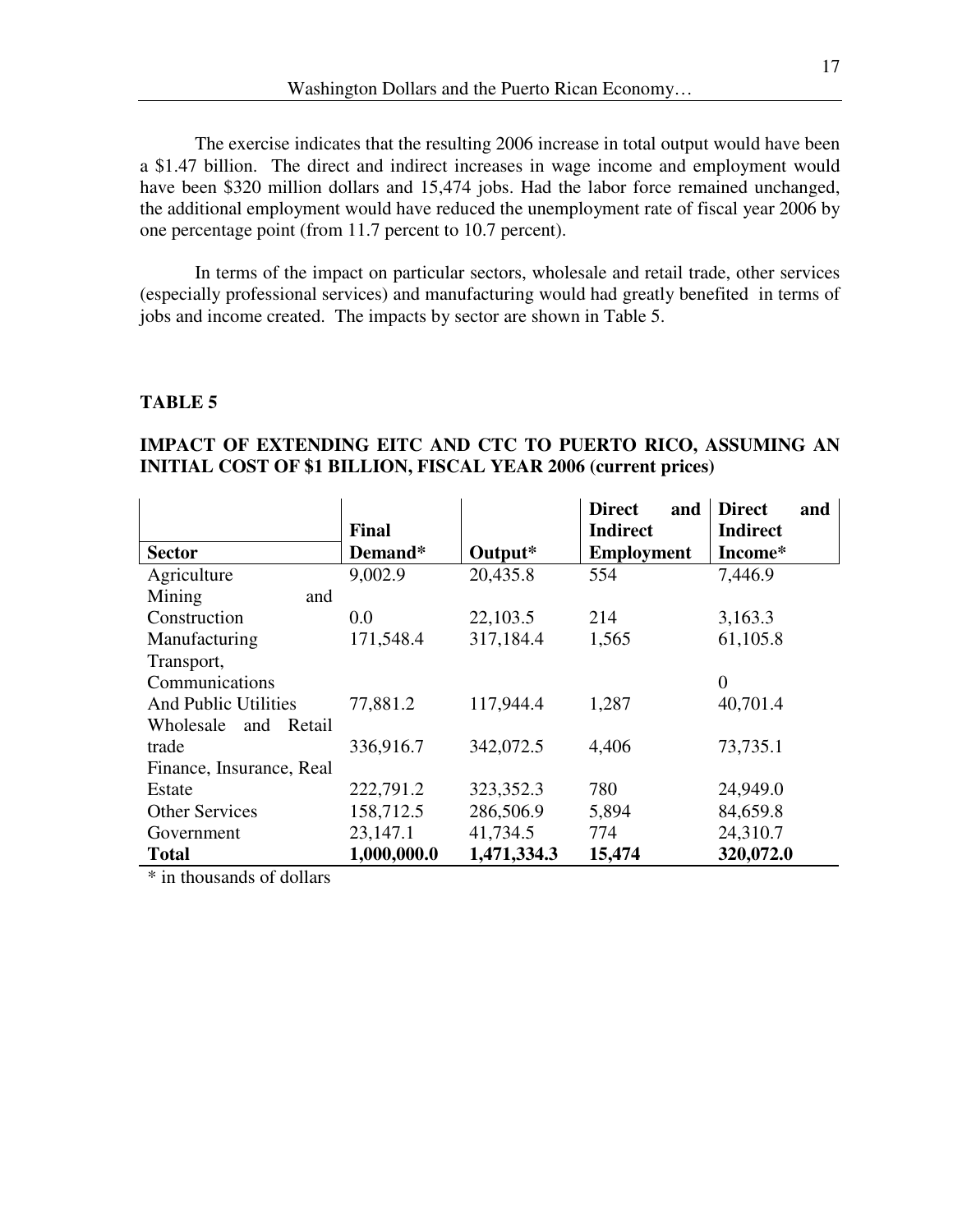The exercise indicates that the resulting 2006 increase in total output would have been a $1.47 billion. The direct and indirect increases in wage income and employment would have been $320 million dollars and 15,474 jobs. Had the labor force remained unchanged, the additional employment would have reduced the unemployment rate of fiscal year 2006 by one percentage point (from 11.7 percent to 10.7 percent).

In terms of the impact on particular sectors, wholesale and retail trade, other services (especially professional services) and manufacturing would had greatly benefited in terms of jobs and income created. The impacts by sector are shown in Table 5.

**TABLE 5**

**IMPACT OF EXTENDING EITC AND CTC TO PUERTO RICO, ASSUMING AN INITIAL COST OF $1 BILLION, FISCAL YEAR 2006 (current prices)**

| Sector | Final Demand* | Output* | Direct and Indirect Employment | Direct and Indirect Income* |
|---|---|---|---|---|
| Agriculture | 9,002.9 | 20,435.8 | 554 | 7,446.9 |
| Mining and Construction | 0.0 | 22,103.5 | 214 | 3,163.3 |
| Manufacturing | 171,548.4 | 317,184.4 | 1,565 | 61,105.8 |
| Transport, Communications | | | | 0 |
| And Public Utilities | 77,881.2 | 117,944.4 | 1,287 | 40,701.4 |
| Wholesale and Retail trade | 336,916.7 | 342,072.5 | 4,406 | 73,735.1 |
| Finance, Insurance, Real Estate | 222,791.2 | 323,352.3 | 780 | 24,949.0 |
| Other Services | 158,712.5 | 286,506.9 | 5,894 | 84,659.8 |
| Government | 23,147.1 | 41,734.5 | 774 | 24,310.7 |
| **Total** | **1,000,000.0** | **1,471,334.3** | **15,474** | **320,072.0** |

* in thousands of dollars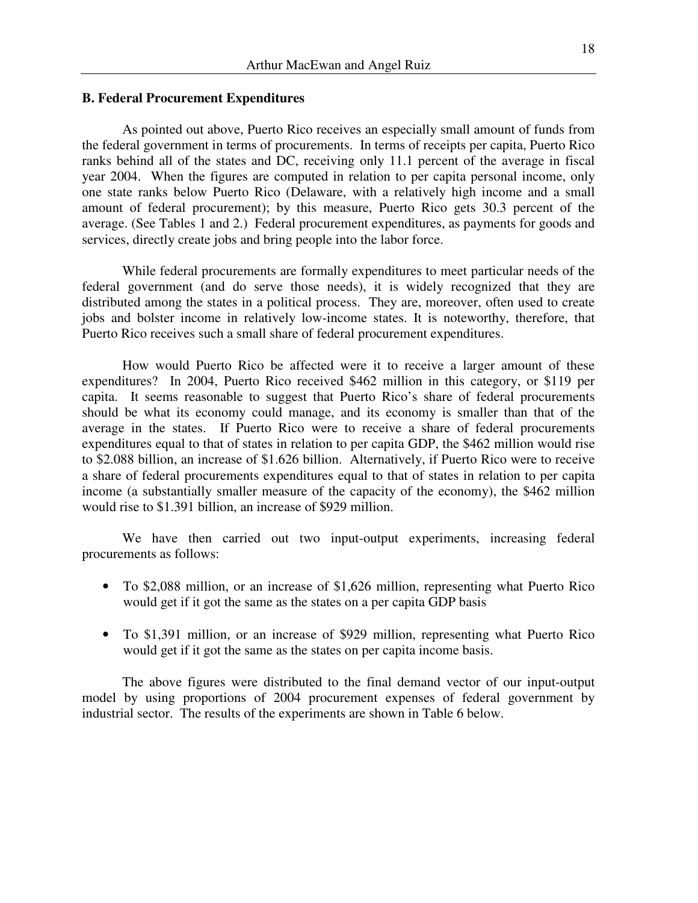### B. Federal Procurement Expenditures

As pointed out above, Puerto Rico receives an especially small amount of funds from the federal government in terms of procurements. In terms of receipts per capita, Puerto Rico ranks behind all of the states and DC, receiving only 11.1 percent of the average in fiscal year 2004. When the figures are computed in relation to per capita personal income, only one state ranks below Puerto Rico (Delaware, with a relatively high income and a small amount of federal procurement); by this measure, Puerto Rico gets 30.3 percent of the average. (See Tables 1 and 2.) Federal procurement expenditures, as payments for goods and services, directly create jobs and bring people into the labor force.

While federal procurements are formally expenditures to meet particular needs of the federal government (and do serve those needs), it is widely recognized that they are distributed among the states in a political process. They are, moreover, often used to create jobs and bolster income in relatively low-income states. It is noteworthy, therefore, that Puerto Rico receives such a small share of federal procurement expenditures.

How would Puerto Rico be affected were it to receive a larger amount of these expenditures? In 2004, Puerto Rico received $462 million in this category, or $119 per capita. It seems reasonable to suggest that Puerto Rico's share of federal procurements should be what its economy could manage, and its economy is smaller than that of the average in the states. If Puerto Rico were to receive a share of federal procurements expenditures equal to that of states in relation to per capita GDP, the $462 million would rise to $2.088 billion, an increase of $1.626 billion. Alternatively, if Puerto Rico were to receive a share of federal procurements expenditures equal to that of states in relation to per capita income (a substantially smaller measure of the capacity of the economy), the $462 million would rise to $1.391 billion, an increase of $929 million.

We have then carried out two input-output experiments, increasing federal procurements as follows:

- To $2,088 million, or an increase of $1,626 million, representing what Puerto Rico would get if it got the same as the states on a per capita GDP basis
- To $1,391 million, or an increase of $929 million, representing what Puerto Rico would get if it got the same as the states on per capita income basis.

The above figures were distributed to the final demand vector of our input-output model by using proportions of 2004 procurement expenses of federal government by industrial sector. The results of the experiments are shown in Table 6 below.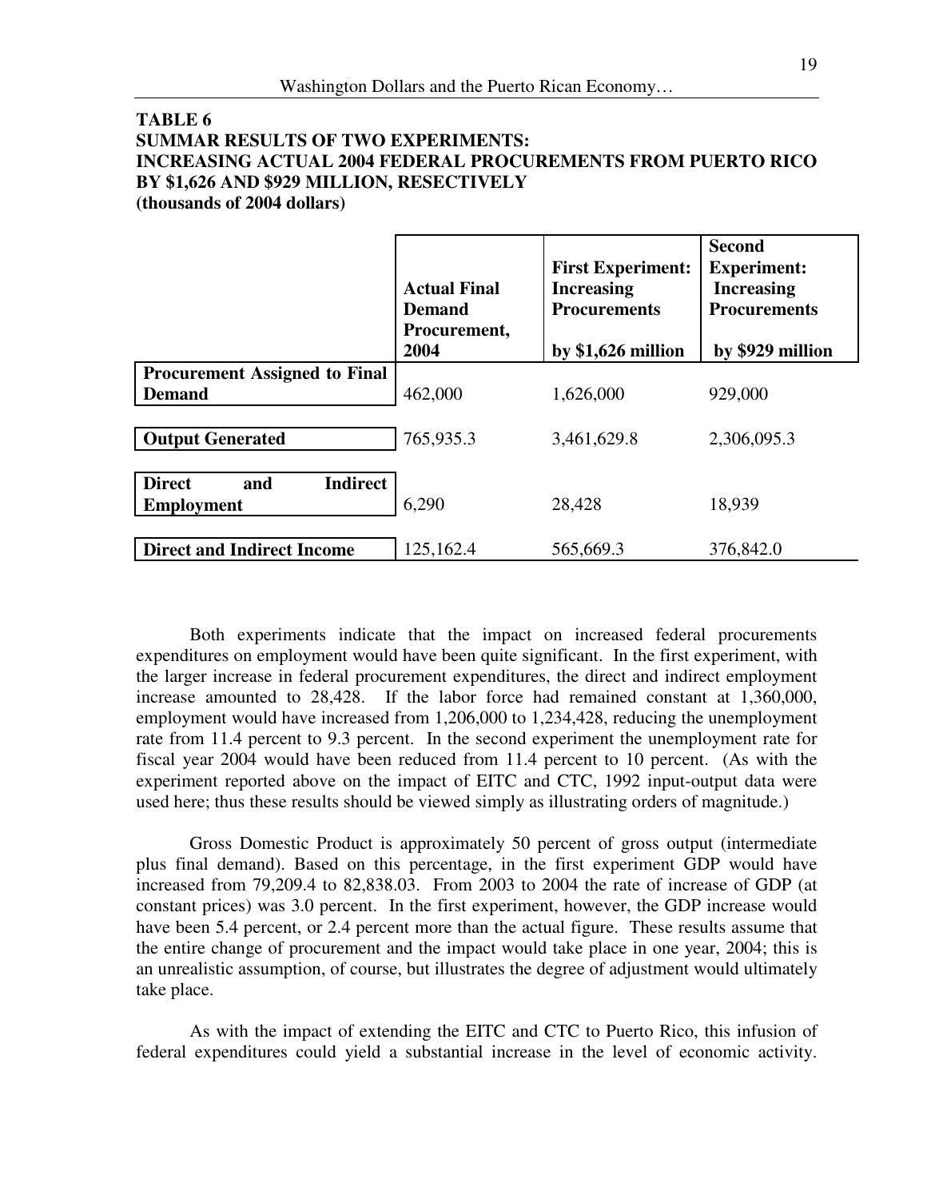**TABLE 6**
**SUMMAR RESULTS OF TWO EXPERIMENTS:**
**INCREASING ACTUAL 2004 FEDERAL PROCUREMENTS FROM PUERTO RICO BY $1,626 AND $929 MILLION, RESECTIVELY**
**(thousands of 2004 dollars)**

| | **Actual Final Demand Procurement, 2004** | **First Experiment: Increasing Procurements by $1,626 million** | **Second Experiment: Increasing Procurements by $929 million** |
|---|---|---|---|
| **Procurement Assigned to Final Demand** | 462,000 | 1,626,000 | 929,000 |
| **Output Generated** | 765,935.3 | 3,461,629.8 | 2,306,095.3 |
| **Direct and Indirect Employment** | 6,290 | 28,428 | 18,939 |
| **Direct and Indirect Income** | 125,162.4 | 565,669.3 | 376,842.0 |

Both experiments indicate that the impact on increased federal procurements expenditures on employment would have been quite significant. In the first experiment, with the larger increase in federal procurement expenditures, the direct and indirect employment increase amounted to 28,428. If the labor force had remained constant at 1,360,000, employment would have increased from 1,206,000 to 1,234,428, reducing the unemployment rate from 11.4 percent to 9.3 percent. In the second experiment the unemployment rate for fiscal year 2004 would have been reduced from 11.4 percent to 10 percent. (As with the experiment reported above on the impact of EITC and CTC, 1992 input-output data were used here; thus these results should be viewed simply as illustrating orders of magnitude.)

Gross Domestic Product is approximately 50 percent of gross output (intermediate plus final demand). Based on this percentage, in the first experiment GDP would have increased from 79,209.4 to 82,838.03. From 2003 to 2004 the rate of increase of GDP (at constant prices) was 3.0 percent. In the first experiment, however, the GDP increase would have been 5.4 percent, or 2.4 percent more than the actual figure. These results assume that the entire change of procurement and the impact would take place in one year, 2004; this is an unrealistic assumption, of course, but illustrates the degree of adjustment would ultimately take place.

As with the impact of extending the EITC and CTC to Puerto Rico, this infusion of federal expenditures could yield a substantial increase in the level of economic activity.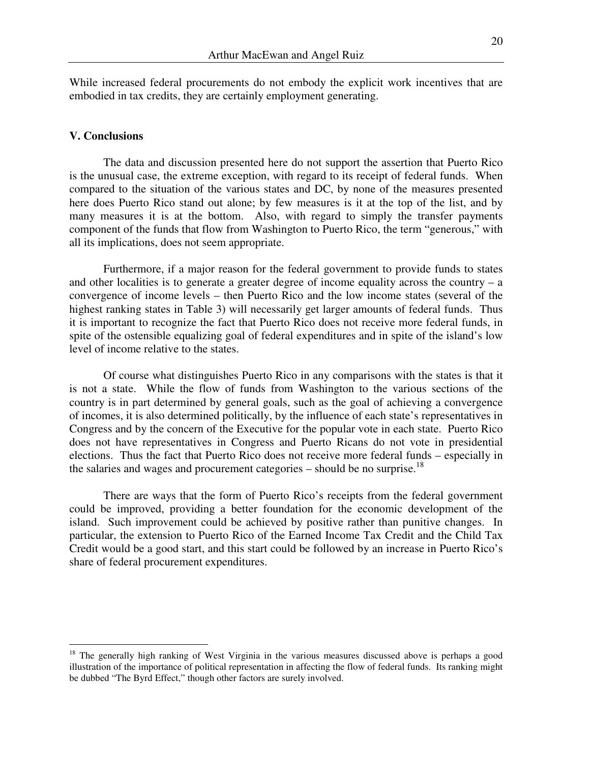While increased federal procurements do not embody the explicit work incentives that are embodied in tax credits, they are certainly employment generating.

## V. Conclusions

The data and discussion presented here do not support the assertion that Puerto Rico is the unusual case, the extreme exception, with regard to its receipt of federal funds. When compared to the situation of the various states and DC, by none of the measures presented here does Puerto Rico stand out alone; by few measures is it at the top of the list, and by many measures it is at the bottom. Also, with regard to simply the transfer payments component of the funds that flow from Washington to Puerto Rico, the term "generous," with all its implications, does not seem appropriate.

Furthermore, if a major reason for the federal government to provide funds to states and other localities is to generate a greater degree of income equality across the country – a convergence of income levels – then Puerto Rico and the low income states (several of the highest ranking states in Table 3) will necessarily get larger amounts of federal funds. Thus it is important to recognize the fact that Puerto Rico does not receive more federal funds, in spite of the ostensible equalizing goal of federal expenditures and in spite of the island's low level of income relative to the states.

Of course what distinguishes Puerto Rico in any comparisons with the states is that it is not a state. While the flow of funds from Washington to the various sections of the country is in part determined by general goals, such as the goal of achieving a convergence of incomes, it is also determined politically, by the influence of each state's representatives in Congress and by the concern of the Executive for the popular vote in each state. Puerto Rico does not have representatives in Congress and Puerto Ricans do not vote in presidential elections. Thus the fact that Puerto Rico does not receive more federal funds – especially in the salaries and wages and procurement categories – should be no surprise.[18]

There are ways that the form of Puerto Rico's receipts from the federal government could be improved, providing a better foundation for the economic development of the island. Such improvement could be achieved by positive rather than punitive changes. In particular, the extension to Puerto Rico of the Earned Income Tax Credit and the Child Tax Credit would be a good start, and this start could be followed by an increase in Puerto Rico's share of federal procurement expenditures.

---

[18] The generally high ranking of West Virginia in the various measures discussed above is perhaps a good illustration of the importance of political representation in affecting the flow of federal funds. Its ranking might be dubbed "The Byrd Effect," though other factors are surely involved.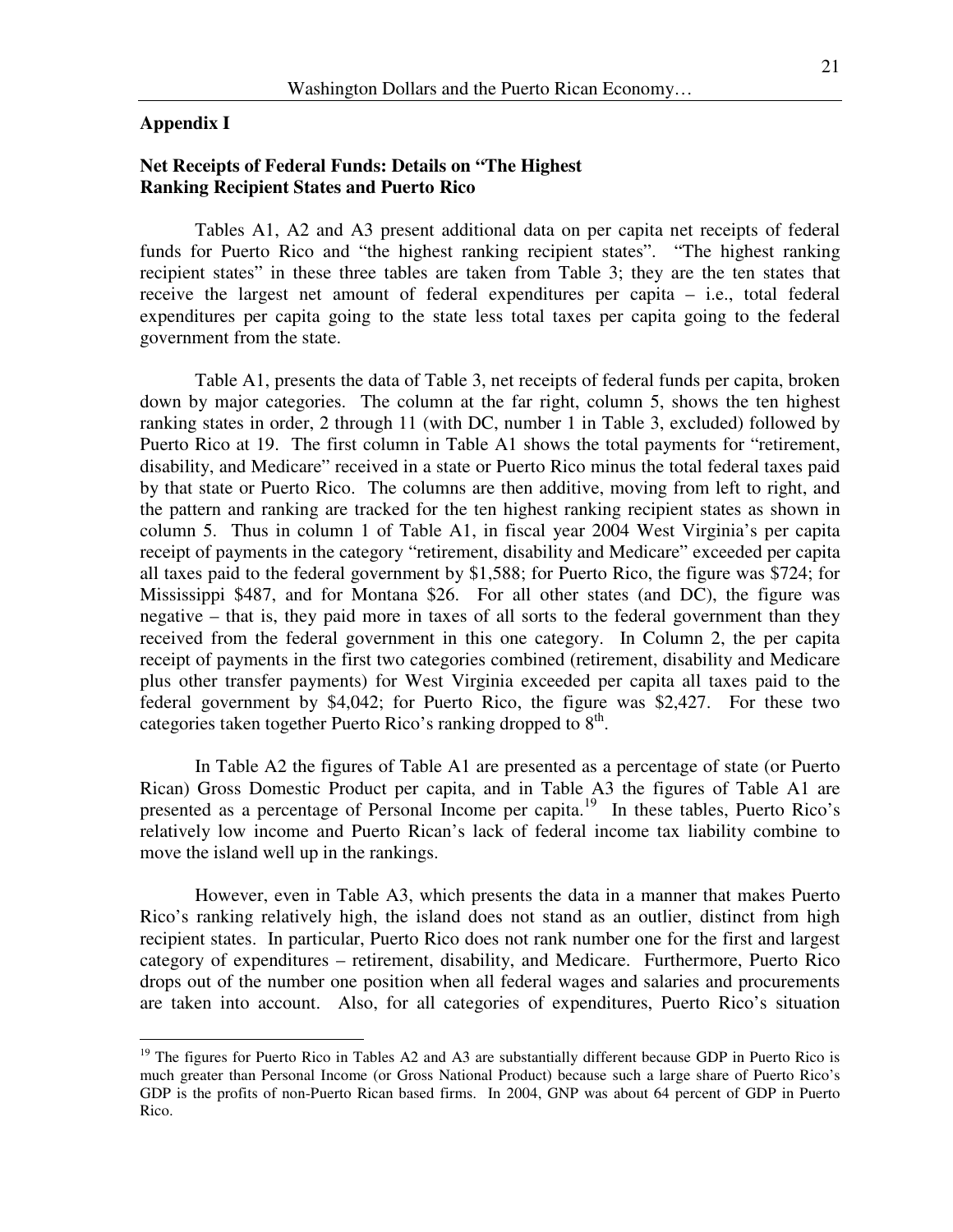## Appendix I

### Net Receipts of Federal Funds: Details on "The Highest Ranking Recipient States and Puerto Rico

Tables A1, A2 and A3 present additional data on per capita net receipts of federal funds for Puerto Rico and "the highest ranking recipient states". "The highest ranking recipient states" in these three tables are taken from Table 3; they are the ten states that receive the largest net amount of federal expenditures per capita – i.e., total federal expenditures per capita going to the state less total taxes per capita going to the federal government from the state.

Table A1, presents the data of Table 3, net receipts of federal funds per capita, broken down by major categories. The column at the far right, column 5, shows the ten highest ranking states in order, 2 through 11 (with DC, number 1 in Table 3, excluded) followed by Puerto Rico at 19. The first column in Table A1 shows the total payments for "retirement, disability, and Medicare" received in a state or Puerto Rico minus the total federal taxes paid by that state or Puerto Rico. The columns are then additive, moving from left to right, and the pattern and ranking are tracked for the ten highest ranking recipient states as shown in column 5. Thus in column 1 of Table A1, in fiscal year 2004 West Virginia's per capita receipt of payments in the category "retirement, disability and Medicare" exceeded per capita all taxes paid to the federal government by $1,588; for Puerto Rico, the figure was $724; for Mississippi $487, and for Montana $26. For all other states (and DC), the figure was negative – that is, they paid more in taxes of all sorts to the federal government than they received from the federal government in this one category. In Column 2, the per capita receipt of payments in the first two categories combined (retirement, disability and Medicare plus other transfer payments) for West Virginia exceeded per capita all taxes paid to the federal government by $4,042; for Puerto Rico, the figure was $2,427. For these two categories taken together Puerto Rico's ranking dropped to 8th.

In Table A2 the figures of Table A1 are presented as a percentage of state (or Puerto Rican) Gross Domestic Product per capita, and in Table A3 the figures of Table A1 are presented as a percentage of Personal Income per capita.[19] In these tables, Puerto Rico's relatively low income and Puerto Rican's lack of federal income tax liability combine to move the island well up in the rankings.

However, even in Table A3, which presents the data in a manner that makes Puerto Rico's ranking relatively high, the island does not stand as an outlier, distinct from high recipient states. In particular, Puerto Rico does not rank number one for the first and largest category of expenditures – retirement, disability, and Medicare. Furthermore, Puerto Rico drops out of the number one position when all federal wages and salaries and procurements are taken into account. Also, for all categories of expenditures, Puerto Rico's situation

[19] The figures for Puerto Rico in Tables A2 and A3 are substantially different because GDP in Puerto Rico is much greater than Personal Income (or Gross National Product) because such a large share of Puerto Rico's GDP is the profits of non-Puerto Rican based firms. In 2004, GNP was about 64 percent of GDP in Puerto Rico.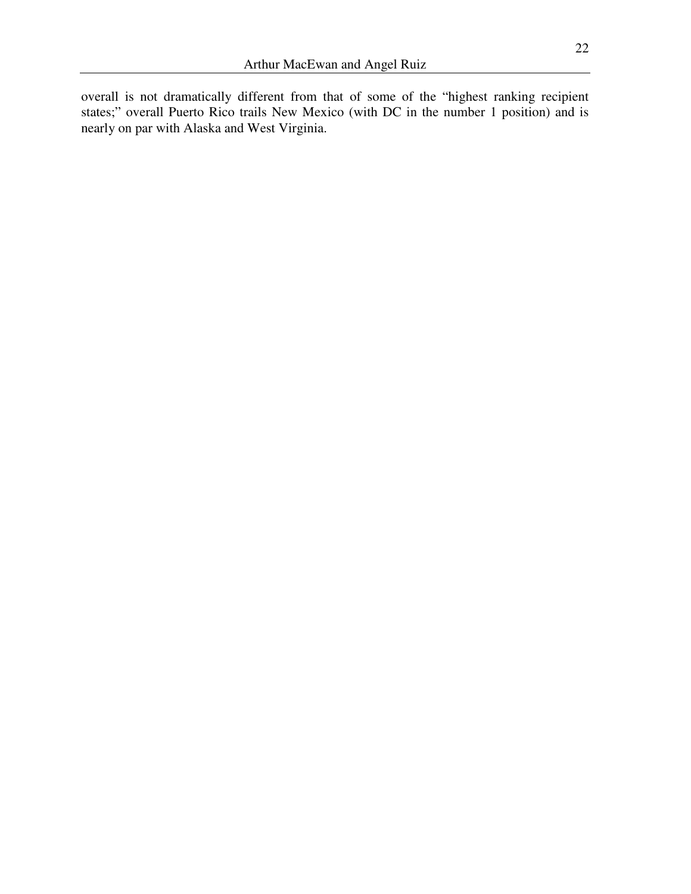overall is not dramatically different from that of some of the "highest ranking recipient states;" overall Puerto Rico trails New Mexico (with DC in the number 1 position) and is nearly on par with Alaska and West Virginia.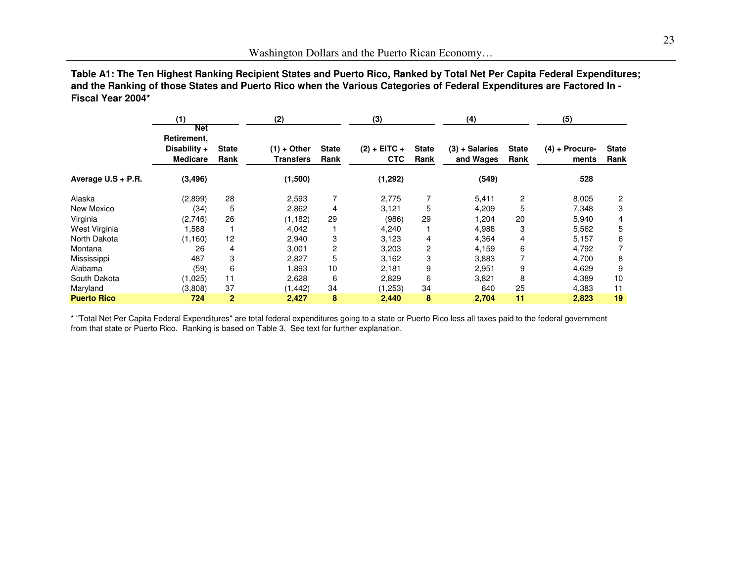**Table A1: The Ten Highest Ranking Recipient States and Puerto Rico, Ranked by Total Net Per Capita Federal Expenditures; and the Ranking of those States and Puerto Rico when the Various Categories of Federal Expenditures are Factored In - Fiscal Year 2004***

| | (1) | | (2) | | (3) | | (4) | | (5) | |
|---|---|---|---|---|---|---|---|---|---|---|
| | **Net Retirement, Disability + Medicare** | **State Rank** | **(1) + Other Transfers** | **State Rank** | **(2) + EITC + CTC** | **State Rank** | **(3) + Salaries and Wages** | **State Rank** | **(4) + Procure-ments** | **State Rank** |
| **Average U.S + P.R.** | **(3,496)** | | **(1,500)** | | **(1,292)** | | **(549)** | | **528** | |
| Alaska | (2,899) | 28 | 2,593 | 7 | 2,775 | 7 | 5,411 | 2 | 8,005 | 2 |
| New Mexico | (34) | 5 | 2,862 | 4 | 3,121 | 5 | 4,209 | 5 | 7,348 | 3 |
| Virginia | (2,746) | 26 | (1,182) | 29 | (986) | 29 | 1,204 | 20 | 5,940 | 4 |
| West Virginia | 1,588 | 1 | 4,042 | 1 | 4,240 | 1 | 4,988 | 3 | 5,562 | 5 |
| North Dakota | (1,160) | 12 | 2,940 | 3 | 3,123 | 4 | 4,364 | 4 | 5,157 | 6 |
| Montana | 26 | 4 | 3,001 | 2 | 3,203 | 2 | 4,159 | 6 | 4,792 | 7 |
| Mississippi | 487 | 3 | 2,827 | 5 | 3,162 | 3 | 3,883 | 7 | 4,700 | 8 |
| Alabama | (59) | 6 | 1,893 | 10 | 2,181 | 9 | 2,951 | 9 | 4,629 | 9 |
| South Dakota | (1,025) | 11 | 2,628 | 6 | 2,829 | 6 | 3,821 | 8 | 4,389 | 10 |
| Maryland | (3,808) | 37 | (1,442) | 34 | (1,253) | 34 | 640 | 25 | 4,383 | 11 |
| **Puerto Rico** | **724** | **2** | **2,427** | **8** | **2,440** | **8** | **2,704** | **11** | **2,823** | **19** |

* "Total Net Per Capita Federal Expenditures" are total federal expenditures going to a state or Puerto Rico less all taxes paid to the federal government from that state or Puerto Rico. Ranking is based on Table 3. See text for further explanation.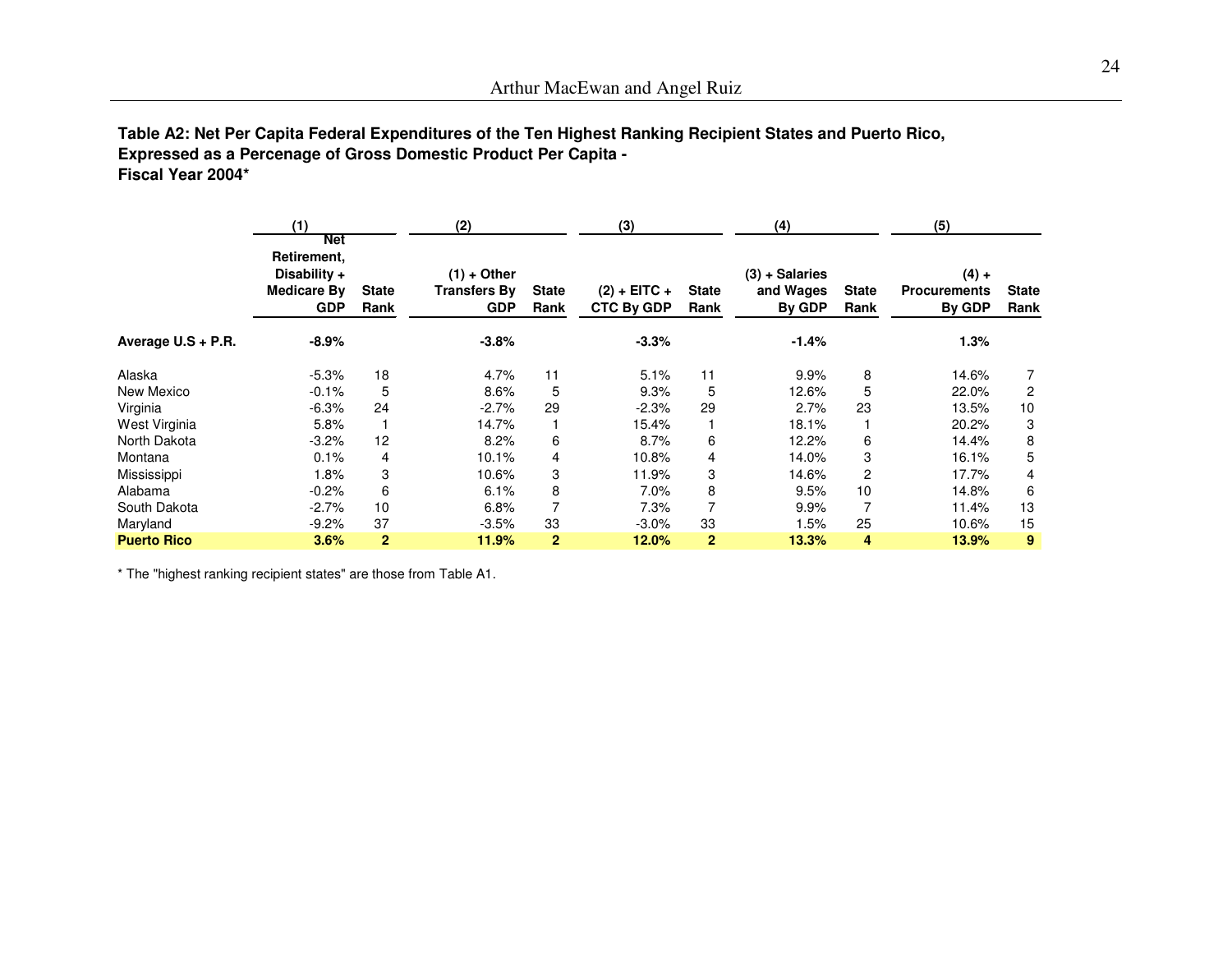**Table A2: Net Per Capita Federal Expenditures of the Ten Highest Ranking Recipient States and Puerto Rico, Expressed as a Percenage of Gross Domestic Product Per Capita - Fiscal Year 2004***

| | (1) | | (2) | | (3) | | (4) | | (5) | |
|---|---|---|---|---|---|---|---|---|---|---|
| | Net Retirement, Disability + Medicare By GDP | State Rank | (1) + Other Transfers By GDP | State Rank | (2) + EITC + CTC By GDP | State Rank | (3) + Salaries and Wages By GDP | State Rank | (4) + Procurements By GDP | State Rank |
| **Average U.S + P.R.** | **-8.9%** | | **-3.8%** | | **-3.3%** | | **-1.4%** | | **1.3%** | |
| Alaska | -5.3% | 18 | 4.7% | 11 | 5.1% | 11 | 9.9% | 8 | 14.6% | 7 |
| New Mexico | -0.1% | 5 | 8.6% | 5 | 9.3% | 5 | 12.6% | 5 | 22.0% | 2 |
| Virginia | -6.3% | 24 | -2.7% | 29 | -2.3% | 29 | 2.7% | 23 | 13.5% | 10 |
| West Virginia | 5.8% | 1 | 14.7% | 1 | 15.4% | 1 | 18.1% | 1 | 20.2% | 3 |
| North Dakota | -3.2% | 12 | 8.2% | 6 | 8.7% | 6 | 12.2% | 6 | 14.4% | 8 |
| Montana | 0.1% | 4 | 10.1% | 4 | 10.8% | 4 | 14.0% | 3 | 16.1% | 5 |
| Mississippi | 1.8% | 3 | 10.6% | 3 | 11.9% | 3 | 14.6% | 2 | 17.7% | 4 |
| Alabama | -0.2% | 6 | 6.1% | 8 | 7.0% | 8 | 9.5% | 10 | 14.8% | 6 |
| South Dakota | -2.7% | 10 | 6.8% | 7 | 7.3% | 7 | 9.9% | 7 | 11.4% | 13 |
| Maryland | -9.2% | 37 | -3.5% | 33 | -3.0% | 33 | 1.5% | 25 | 10.6% | 15 |
| **Puerto Rico** | **3.6%** | **2** | **11.9%** | **2** | **12.0%** | **2** | **13.3%** | **4** | **13.9%** | **9** |

* The "highest ranking recipient states" are those from Table A1.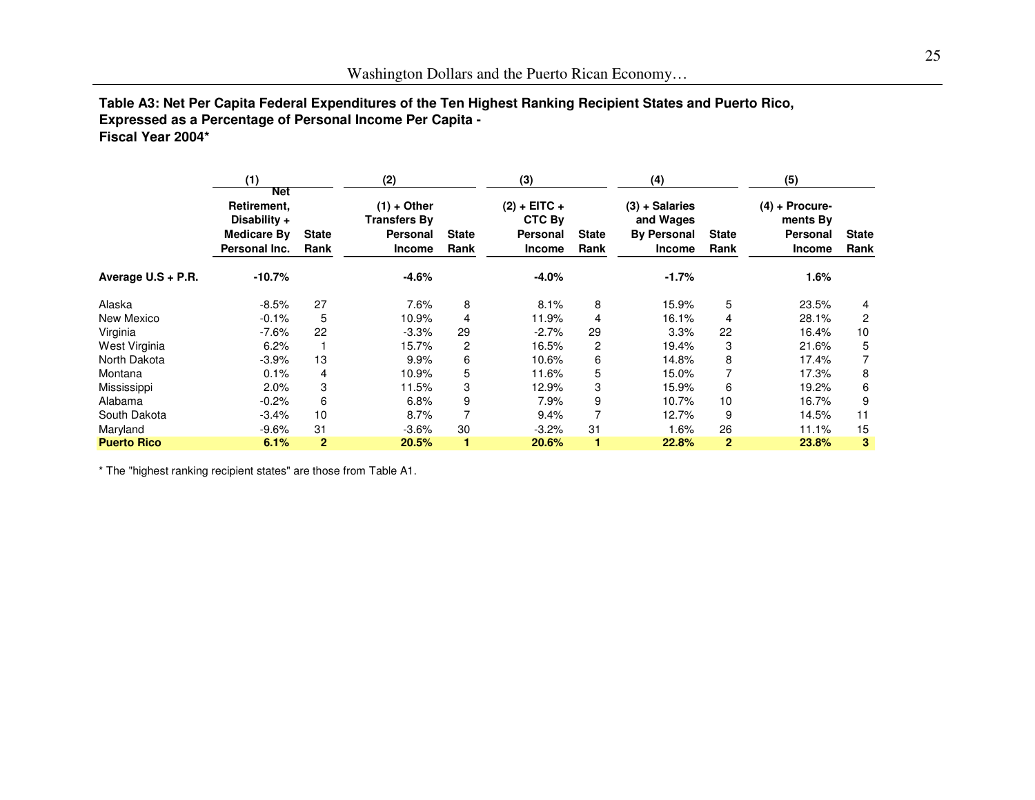**Table A3: Net Per Capita Federal Expenditures of the Ten Highest Ranking Recipient States and Puerto Rico, Expressed as a Percentage of Personal Income Per Capita - Fiscal Year 2004***

| | (1) Net Retirement, Disability + Medicare By Personal Inc. | State Rank | (2) (1) + Other Transfers By Personal Income | State Rank | (3) (2) + EITC + CTC By Personal Income | State Rank | (4) (3) + Salaries and Wages By Personal Income | State Rank | (5) (4) + Procure-ments By Personal Income | State Rank |
|---|---|---|---|---|---|---|---|---|---|---|
| **Average U.S + P.R.** | **-10.7%** | | **-4.6%** | | **-4.0%** | | **-1.7%** | | **1.6%** | |
| Alaska | -8.5% | 27 | 7.6% | 8 | 8.1% | 8 | 15.9% | 5 | 23.5% | 4 |
| New Mexico | -0.1% | 5 | 10.9% | 4 | 11.9% | 4 | 16.1% | 4 | 28.1% | 2 |
| Virginia | -7.6% | 22 | -3.3% | 29 | -2.7% | 29 | 3.3% | 22 | 16.4% | 10 |
| West Virginia | 6.2% | 1 | 15.7% | 2 | 16.5% | 2 | 19.4% | 3 | 21.6% | 5 |
| North Dakota | -3.9% | 13 | 9.9% | 6 | 10.6% | 6 | 14.8% | 8 | 17.4% | 7 |
| Montana | 0.1% | 4 | 10.9% | 5 | 11.6% | 5 | 15.0% | 7 | 17.3% | 8 |
| Mississippi | 2.0% | 3 | 11.5% | 3 | 12.9% | 3 | 15.9% | 6 | 19.2% | 6 |
| Alabama | -0.2% | 6 | 6.8% | 9 | 7.9% | 9 | 10.7% | 10 | 16.7% | 9 |
| South Dakota | -3.4% | 10 | 8.7% | 7 | 9.4% | 7 | 12.7% | 9 | 14.5% | 11 |
| Maryland | -9.6% | 31 | -3.6% | 30 | -3.2% | 31 | 1.6% | 26 | 11.1% | 15 |
| **Puerto Rico** | **6.1%** | **2** | **20.5%** | **1** | **20.6%** | **1** | **22.8%** | **2** | **23.8%** | **3** |

* The "highest ranking recipient states" are those from Table A1.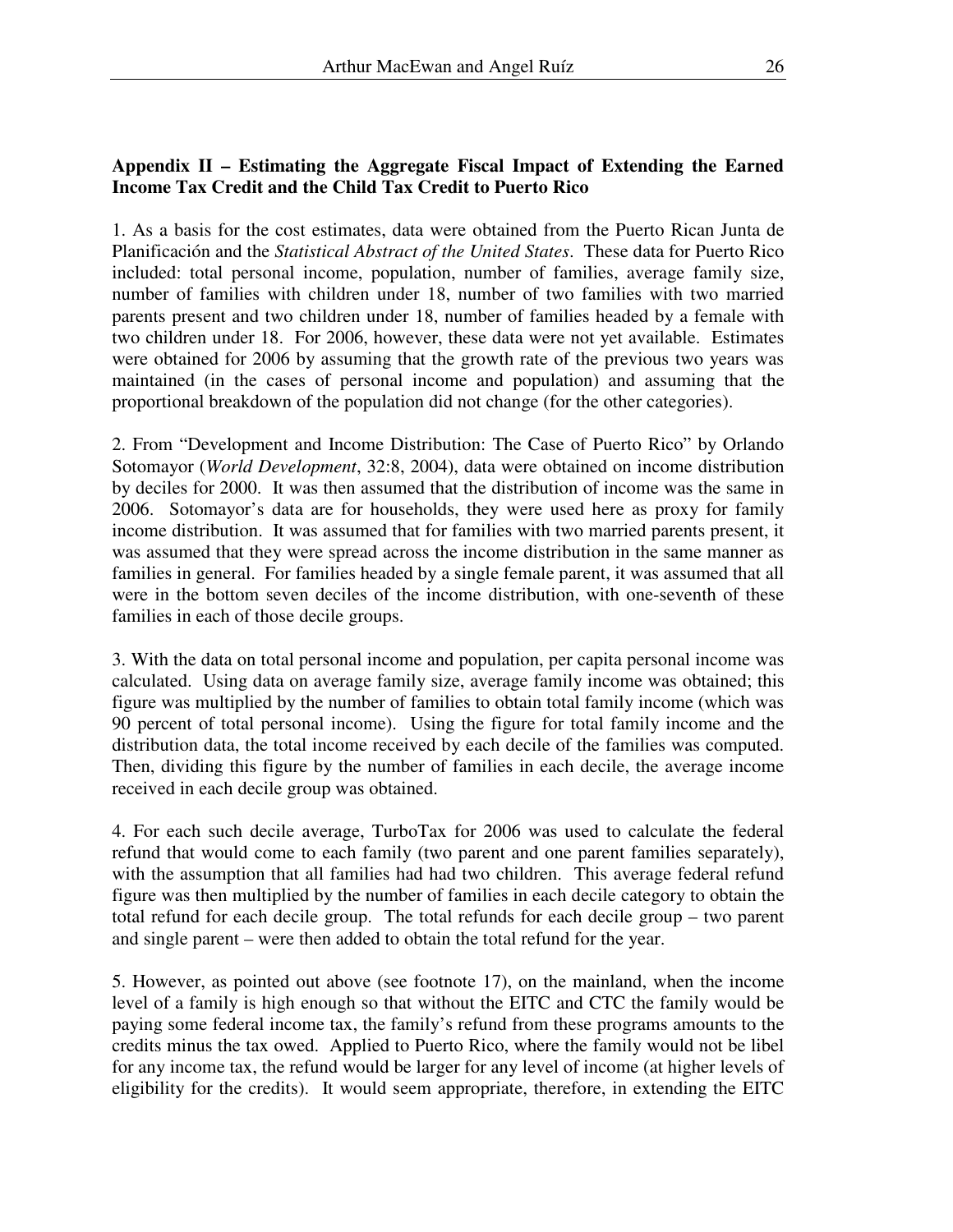### Appendix II – Estimating the Aggregate Fiscal Impact of Extending the Earned Income Tax Credit and the Child Tax Credit to Puerto Rico

1. As a basis for the cost estimates, data were obtained from the Puerto Rican Junta de Planificación and the *Statistical Abstract of the United States*. These data for Puerto Rico included: total personal income, population, number of families, average family size, number of families with children under 18, number of two families with two married parents present and two children under 18, number of families headed by a female with two children under 18. For 2006, however, these data were not yet available. Estimates were obtained for 2006 by assuming that the growth rate of the previous two years was maintained (in the cases of personal income and population) and assuming that the proportional breakdown of the population did not change (for the other categories).

2. From "Development and Income Distribution: The Case of Puerto Rico" by Orlando Sotomayor (*World Development*, 32:8, 2004), data were obtained on income distribution by deciles for 2000. It was then assumed that the distribution of income was the same in 2006. Sotomayor's data are for households, they were used here as proxy for family income distribution. It was assumed that for families with two married parents present, it was assumed that they were spread across the income distribution in the same manner as families in general. For families headed by a single female parent, it was assumed that all were in the bottom seven deciles of the income distribution, with one-seventh of these families in each of those decile groups.

3. With the data on total personal income and population, per capita personal income was calculated. Using data on average family size, average family income was obtained; this figure was multiplied by the number of families to obtain total family income (which was 90 percent of total personal income). Using the figure for total family income and the distribution data, the total income received by each decile of the families was computed. Then, dividing this figure by the number of families in each decile, the average income received in each decile group was obtained.

4. For each such decile average, TurboTax for 2006 was used to calculate the federal refund that would come to each family (two parent and one parent families separately), with the assumption that all families had had two children. This average federal refund figure was then multiplied by the number of families in each decile category to obtain the total refund for each decile group. The total refunds for each decile group – two parent and single parent – were then added to obtain the total refund for the year.

5. However, as pointed out above (see footnote 17), on the mainland, when the income level of a family is high enough so that without the EITC and CTC the family would be paying some federal income tax, the family's refund from these programs amounts to the credits minus the tax owed. Applied to Puerto Rico, where the family would not be libel for any income tax, the refund would be larger for any level of income (at higher levels of eligibility for the credits). It would seem appropriate, therefore, in extending the EITC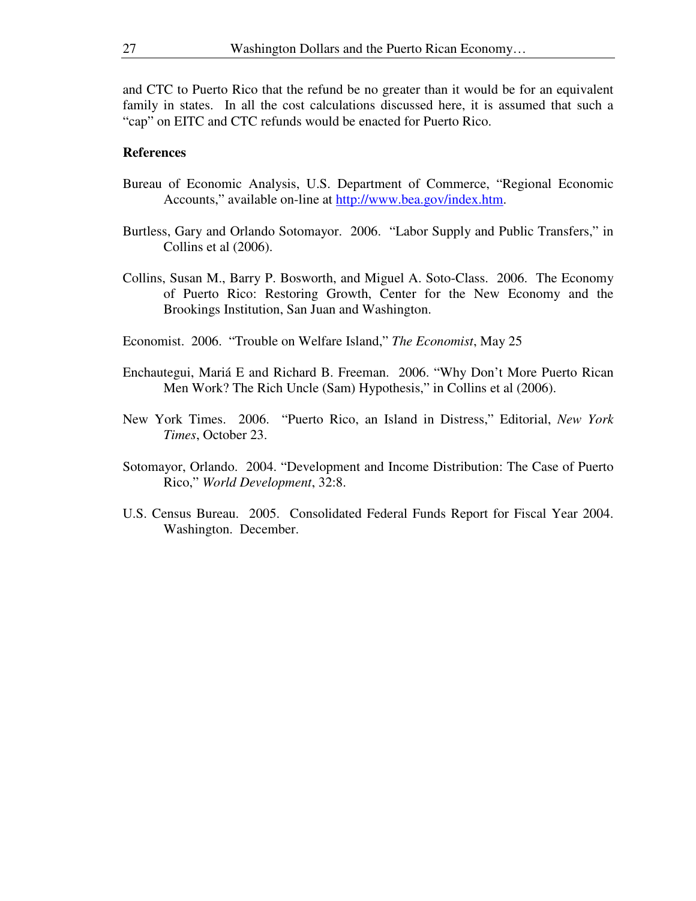and CTC to Puerto Rico that the refund be no greater than it would be for an equivalent family in states. In all the cost calculations discussed here, it is assumed that such a "cap" on EITC and CTC refunds would be enacted for Puerto Rico.

**References**

Bureau of Economic Analysis, U.S. Department of Commerce, "Regional Economic Accounts," available on-line at http://www.bea.gov/index.htm.

Burtless, Gary and Orlando Sotomayor. 2006. "Labor Supply and Public Transfers," in Collins et al (2006).

Collins, Susan M., Barry P. Bosworth, and Miguel A. Soto-Class. 2006. The Economy of Puerto Rico: Restoring Growth, Center for the New Economy and the Brookings Institution, San Juan and Washington.

Economist. 2006. "Trouble on Welfare Island," *The Economist*, May 25

Enchautegui, Mariá E and Richard B. Freeman. 2006. "Why Don't More Puerto Rican Men Work? The Rich Uncle (Sam) Hypothesis," in Collins et al (2006).

New York Times. 2006. "Puerto Rico, an Island in Distress," Editorial, *New York Times*, October 23.

Sotomayor, Orlando. 2004. "Development and Income Distribution: The Case of Puerto Rico," *World Development*, 32:8.

U.S. Census Bureau. 2005. Consolidated Federal Funds Report for Fiscal Year 2004. Washington. December.